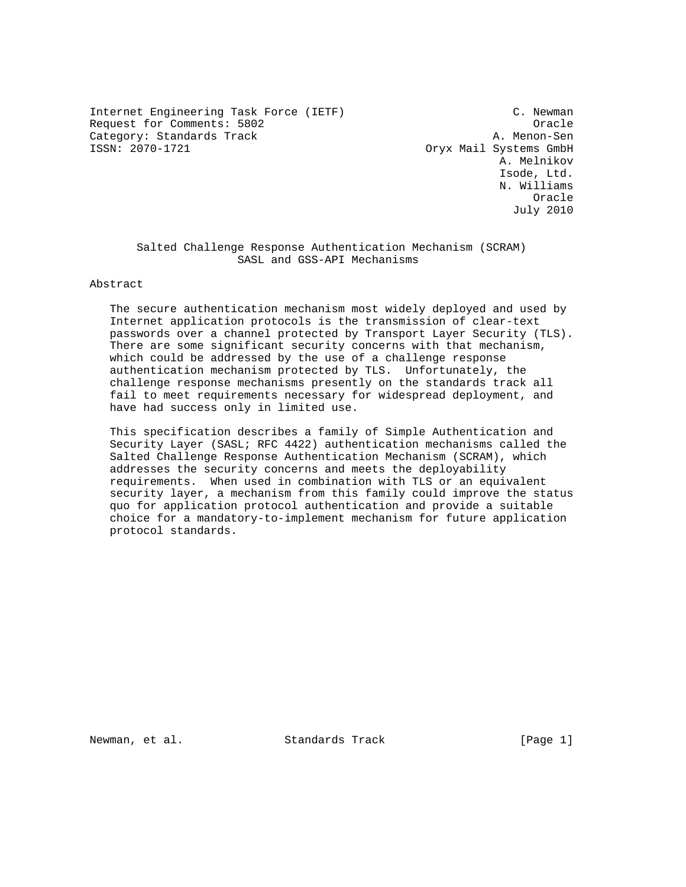Internet Engineering Task Force (IETF) — C. Newman, Oracle
Request for Comments: 5802 — A. Menon-Sen, Oryx Mail Systems GmbH
Category: Standards Track — A. Melnikov, Isode, Ltd.
ISSN: 2070-1721 — N. Williams, Oracle

July 2010

# Salted Challenge Response Authentication Mechanism (SCRAM) SASL and GSS-API Mechanisms

## Abstract

The secure authentication mechanism most widely deployed and used by Internet application protocols is the transmission of clear-text passwords over a channel protected by Transport Layer Security (TLS). There are some significant security concerns with that mechanism, which could be addressed by the use of a challenge response authentication mechanism protected by TLS. Unfortunately, the challenge response mechanisms presently on the standards track all fail to meet requirements necessary for widespread deployment, and have had success only in limited use.

This specification describes a family of Simple Authentication and Security Layer (SASL; RFC 4422) authentication mechanisms called the Salted Challenge Response Authentication Mechanism (SCRAM), which addresses the security concerns and meets the deployability requirements. When used in combination with TLS or an equivalent security layer, a mechanism from this family could improve the status quo for application protocol authentication and provide a suitable choice for a mandatory-to-implement mechanism for future application protocol standards.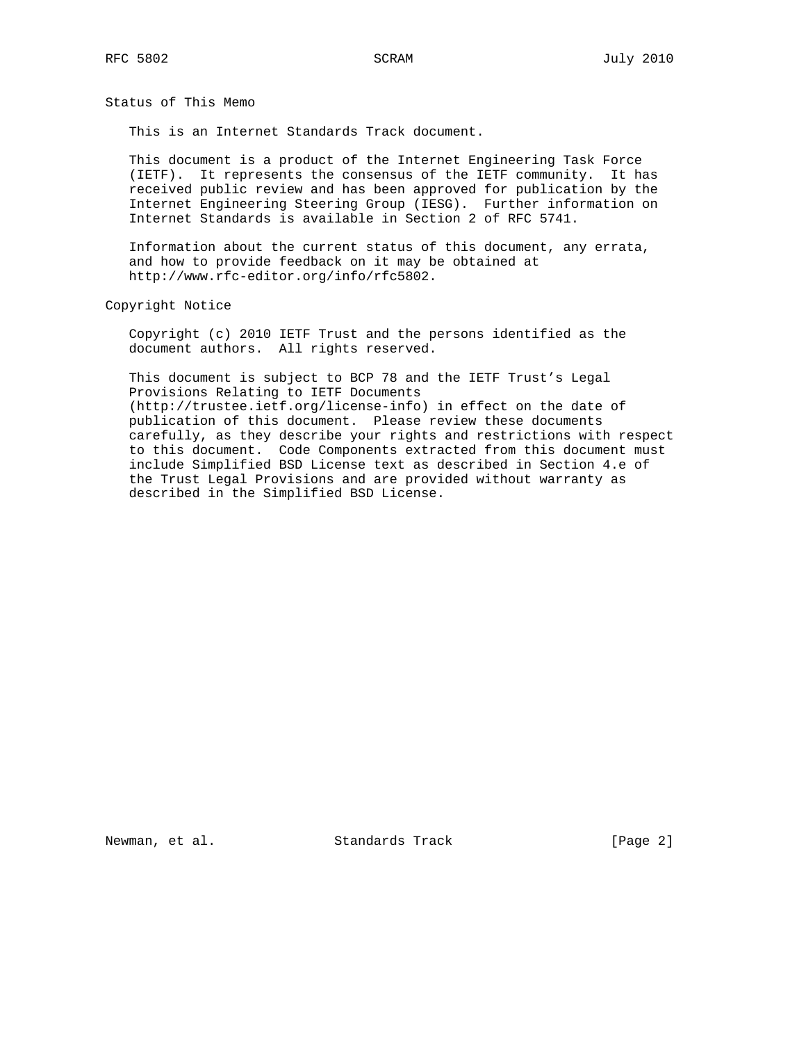## Status of This Memo

This is an Internet Standards Track document.

This document is a product of the Internet Engineering Task Force (IETF). It represents the consensus of the IETF community. It has received public review and has been approved for publication by the Internet Engineering Steering Group (IESG). Further information on Internet Standards is available in Section 2 of RFC 5741.

Information about the current status of this document, any errata, and how to provide feedback on it may be obtained at http://www.rfc-editor.org/info/rfc5802.

## Copyright Notice

Copyright (c) 2010 IETF Trust and the persons identified as the document authors. All rights reserved.

This document is subject to BCP 78 and the IETF Trust's Legal Provisions Relating to IETF Documents (http://trustee.ietf.org/license-info) in effect on the date of publication of this document. Please review these documents carefully, as they describe your rights and restrictions with respect to this document. Code Components extracted from this document must include Simplified BSD License text as described in Section 4.e of the Trust Legal Provisions and are provided without warranty as described in the Simplified BSD License.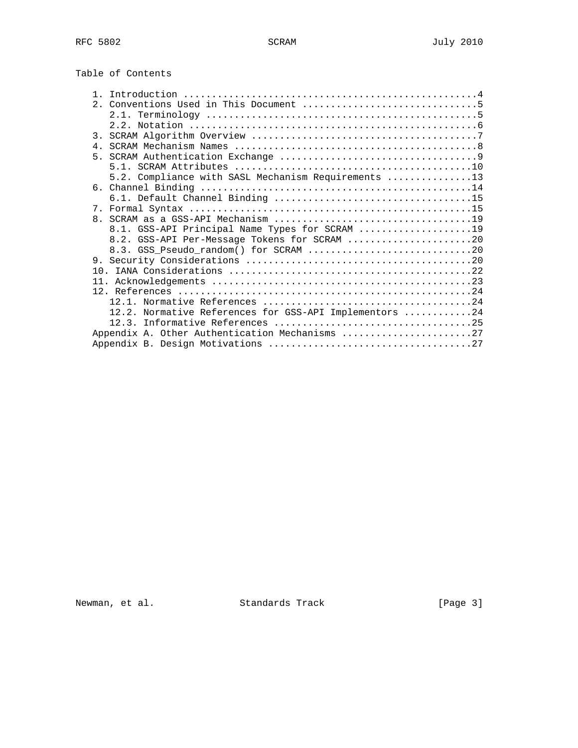Table of Contents

```
   1. Introduction ....................................................4
   2. Conventions Used in This Document ...............................5
      2.1. Terminology ................................................5
      2.2. Notation ...................................................6
   3. SCRAM Algorithm Overview ........................................7
   4. SCRAM Mechanism Names ...........................................8
   5. SCRAM Authentication Exchange ...................................9
      5.1. SCRAM Attributes ..........................................10
      5.2. Compliance with SASL Mechanism Requirements ...............13
   6. Channel Binding ................................................14
      6.1. Default Channel Binding ...................................15
   7. Formal Syntax ..................................................15
   8. SCRAM as a GSS-API Mechanism ...................................19
      8.1. GSS-API Principal Name Types for SCRAM ....................19
      8.2. GSS-API Per-Message Tokens for SCRAM ......................20
      8.3. GSS_Pseudo_random() for SCRAM .............................20
   9. Security Considerations ........................................20
   10. IANA Considerations ...........................................22
   11. Acknowledgements ..............................................23
   12. References ....................................................24
      12.1. Normative References .....................................24
      12.2. Normative References for GSS-API Implementors ............24
      12.3. Informative References ...................................25
   Appendix A. Other Authentication Mechanisms .......................27
   Appendix B. Design Motivations ....................................27
```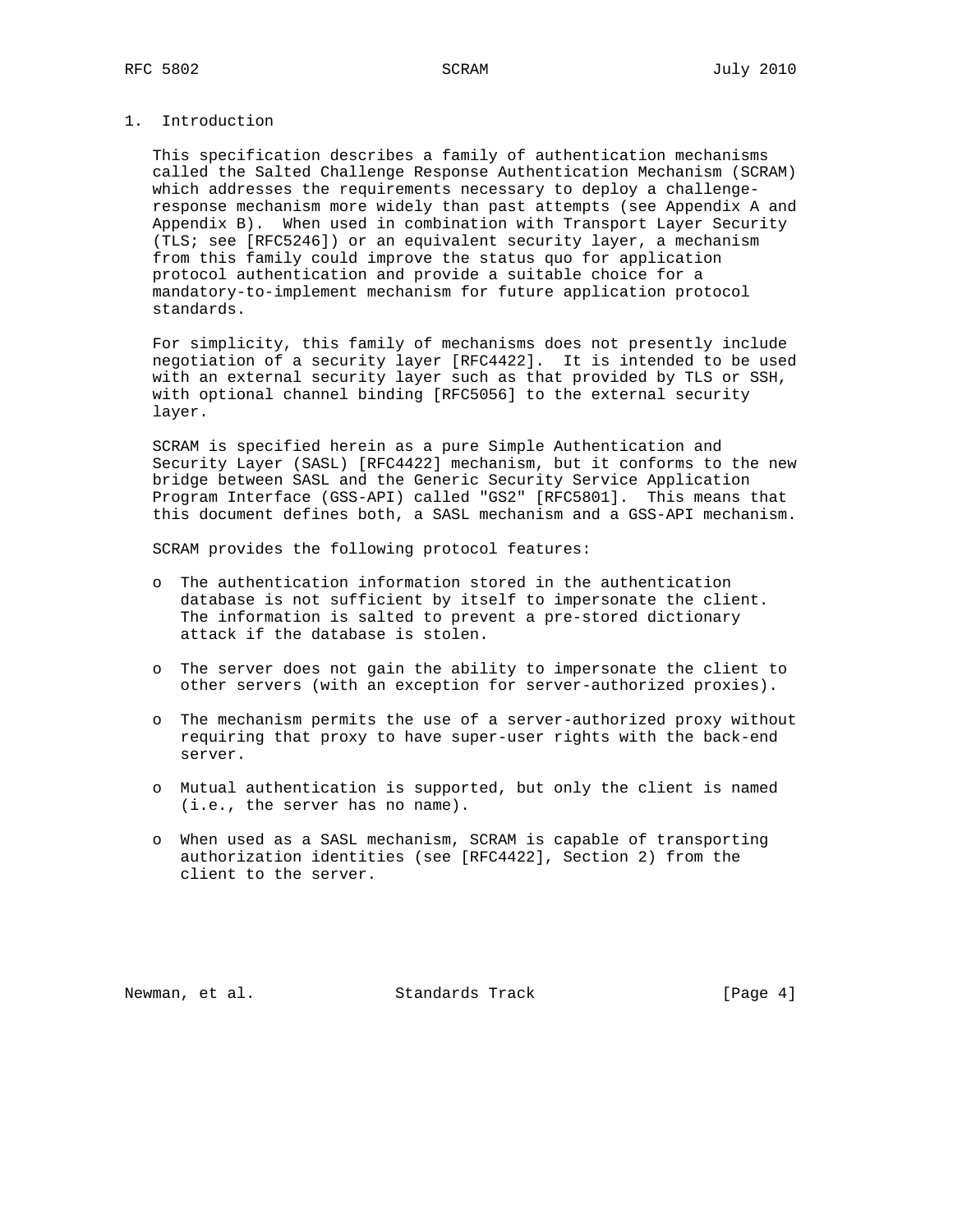# 1. Introduction

This specification describes a family of authentication mechanisms called the Salted Challenge Response Authentication Mechanism (SCRAM) which addresses the requirements necessary to deploy a challenge-response mechanism more widely than past attempts (see Appendix A and Appendix B). When used in combination with Transport Layer Security (TLS; see [RFC5246]) or an equivalent security layer, a mechanism from this family could improve the status quo for application protocol authentication and provide a suitable choice for a mandatory-to-implement mechanism for future application protocol standards.

For simplicity, this family of mechanisms does not presently include negotiation of a security layer [RFC4422]. It is intended to be used with an external security layer such as that provided by TLS or SSH, with optional channel binding [RFC5056] to the external security layer.

SCRAM is specified herein as a pure Simple Authentication and Security Layer (SASL) [RFC4422] mechanism, but it conforms to the new bridge between SASL and the Generic Security Service Application Program Interface (GSS-API) called "GS2" [RFC5801]. This means that this document defines both, a SASL mechanism and a GSS-API mechanism.

SCRAM provides the following protocol features:

- The authentication information stored in the authentication database is not sufficient by itself to impersonate the client. The information is salted to prevent a pre-stored dictionary attack if the database is stolen.

- The server does not gain the ability to impersonate the client to other servers (with an exception for server-authorized proxies).

- The mechanism permits the use of a server-authorized proxy without requiring that proxy to have super-user rights with the back-end server.

- Mutual authentication is supported, but only the client is named (i.e., the server has no name).

- When used as a SASL mechanism, SCRAM is capable of transporting authorization identities (see [RFC4422], Section 2) from the client to the server.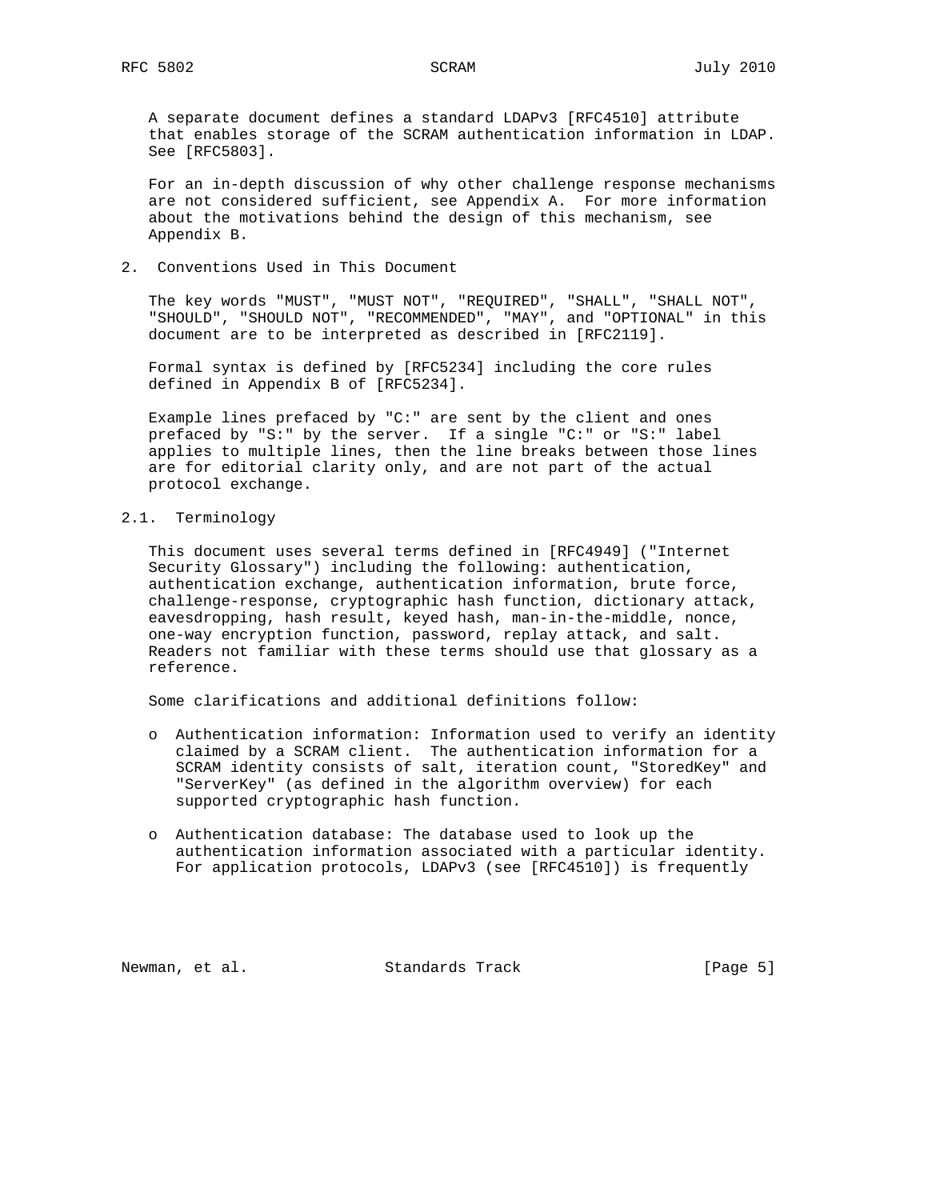A separate document defines a standard LDAPv3 [RFC4510] attribute that enables storage of the SCRAM authentication information in LDAP. See [RFC5803].

For an in-depth discussion of why other challenge response mechanisms are not considered sufficient, see Appendix A. For more information about the motivations behind the design of this mechanism, see Appendix B.

## 2. Conventions Used in This Document

The key words "MUST", "MUST NOT", "REQUIRED", "SHALL", "SHALL NOT", "SHOULD", "SHOULD NOT", "RECOMMENDED", "MAY", and "OPTIONAL" in this document are to be interpreted as described in [RFC2119].

Formal syntax is defined by [RFC5234] including the core rules defined in Appendix B of [RFC5234].

Example lines prefaced by "C:" are sent by the client and ones prefaced by "S:" by the server. If a single "C:" or "S:" label applies to multiple lines, then the line breaks between those lines are for editorial clarity only, and are not part of the actual protocol exchange.

### 2.1. Terminology

This document uses several terms defined in [RFC4949] ("Internet Security Glossary") including the following: authentication, authentication exchange, authentication information, brute force, challenge-response, cryptographic hash function, dictionary attack, eavesdropping, hash result, keyed hash, man-in-the-middle, nonce, one-way encryption function, password, replay attack, and salt. Readers not familiar with these terms should use that glossary as a reference.

Some clarifications and additional definitions follow:

- Authentication information: Information used to verify an identity claimed by a SCRAM client. The authentication information for a SCRAM identity consists of salt, iteration count, "StoredKey" and "ServerKey" (as defined in the algorithm overview) for each supported cryptographic hash function.

- Authentication database: The database used to look up the authentication information associated with a particular identity. For application protocols, LDAPv3 (see [RFC4510]) is frequently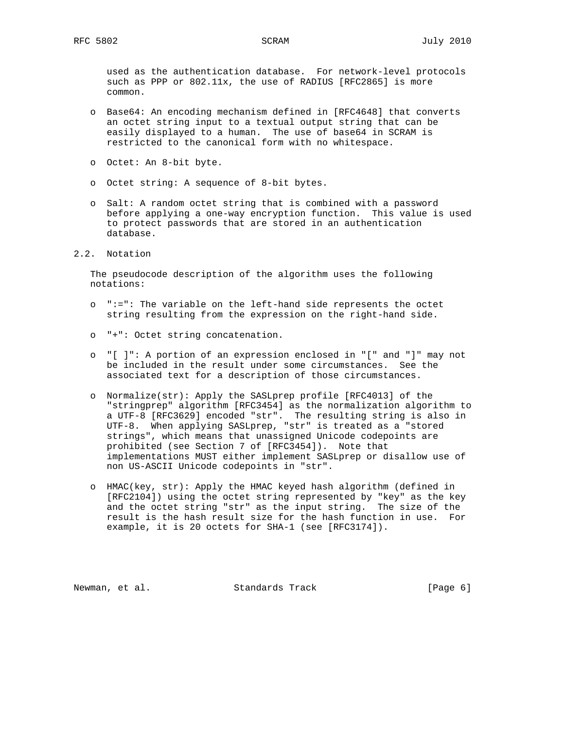used as the authentication database. For network-level protocols such as PPP or 802.11x, the use of RADIUS [RFC2865] is more common.

- Base64: An encoding mechanism defined in [RFC4648] that converts an octet string input to a textual output string that can be easily displayed to a human. The use of base64 in SCRAM is restricted to the canonical form with no whitespace.

- Octet: An 8-bit byte.

- Octet string: A sequence of 8-bit bytes.

- Salt: A random octet string that is combined with a password before applying a one-way encryption function. This value is used to protect passwords that are stored in an authentication database.

## 2.2. Notation

The pseudocode description of the algorithm uses the following notations:

- ":=": The variable on the left-hand side represents the octet string resulting from the expression on the right-hand side.

- "+": Octet string concatenation.

- "[ ]": A portion of an expression enclosed in "[" and "]" may not be included in the result under some circumstances. See the associated text for a description of those circumstances.

- Normalize(str): Apply the SASLprep profile [RFC4013] of the "stringprep" algorithm [RFC3454] as the normalization algorithm to a UTF-8 [RFC3629] encoded "str". The resulting string is also in UTF-8. When applying SASLprep, "str" is treated as a "stored strings", which means that unassigned Unicode codepoints are prohibited (see Section 7 of [RFC3454]). Note that implementations MUST either implement SASLprep or disallow use of non US-ASCII Unicode codepoints in "str".

- HMAC(key, str): Apply the HMAC keyed hash algorithm (defined in [RFC2104]) using the octet string represented by "key" as the key and the octet string "str" as the input string. The size of the result is the hash result size for the hash function in use. For example, it is 20 octets for SHA-1 (see [RFC3174]).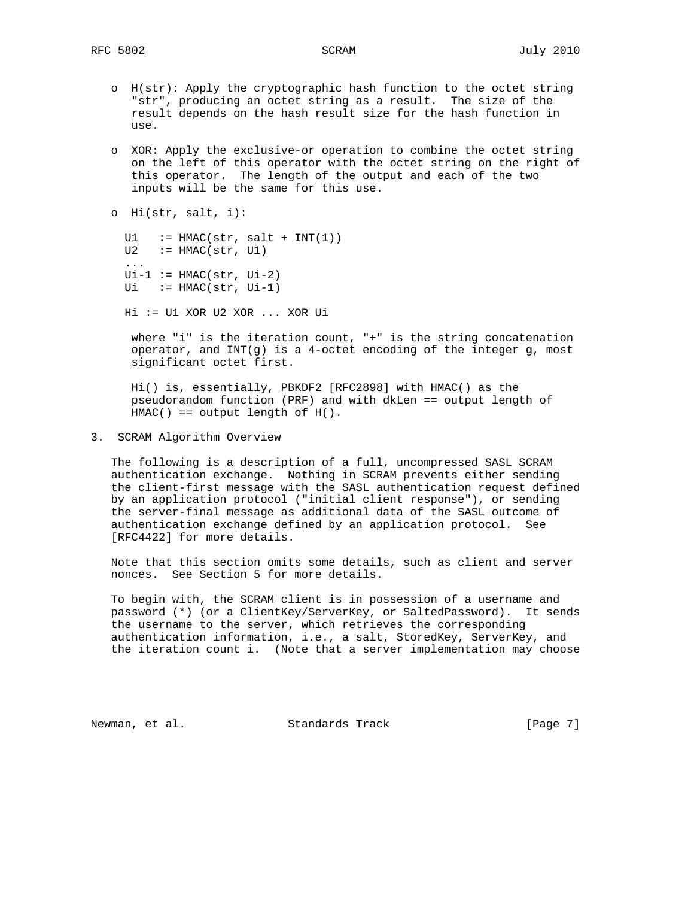- H(str): Apply the cryptographic hash function to the octet string "str", producing an octet string as a result. The size of the result depends on the hash result size for the hash function in use.

- XOR: Apply the exclusive-or operation to combine the octet string on the left of this operator with the octet string on the right of this operator. The length of the output and each of the two inputs will be the same for this use.

- Hi(str, salt, i):

```
U1   := HMAC(str, salt + INT(1))
U2   := HMAC(str, U1)
...
Ui-1 := HMAC(str, Ui-2)
Ui   := HMAC(str, Ui-1)

Hi := U1 XOR U2 XOR ... XOR Ui
```

  where "i" is the iteration count, "+" is the string concatenation operator, and INT(g) is a 4-octet encoding of the integer g, most significant octet first.

  Hi() is, essentially, PBKDF2 [RFC2898] with HMAC() as the pseudorandom function (PRF) and with dkLen == output length of HMAC() == output length of H().

# 3. SCRAM Algorithm Overview

The following is a description of a full, uncompressed SASL SCRAM authentication exchange. Nothing in SCRAM prevents either sending the client-first message with the SASL authentication request defined by an application protocol ("initial client response"), or sending the server-final message as additional data of the SASL outcome of authentication exchange defined by an application protocol. See [RFC4422] for more details.

Note that this section omits some details, such as client and server nonces. See Section 5 for more details.

To begin with, the SCRAM client is in possession of a username and password (*) (or a ClientKey/ServerKey, or SaltedPassword). It sends the username to the server, which retrieves the corresponding authentication information, i.e., a salt, StoredKey, ServerKey, and the iteration count i. (Note that a server implementation may choose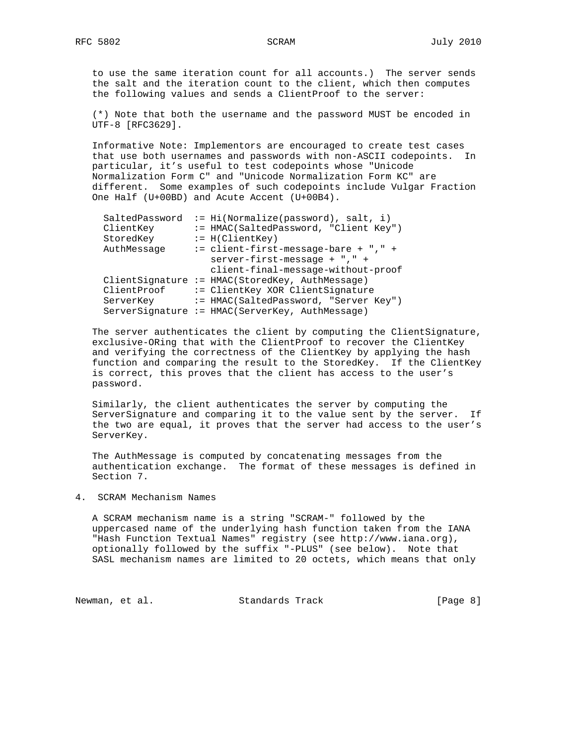to use the same iteration count for all accounts.) The server sends the salt and the iteration count to the client, which then computes the following values and sends a ClientProof to the server:

(*) Note that both the username and the password MUST be encoded in UTF-8 [RFC3629].

Informative Note: Implementors are encouraged to create test cases that use both usernames and passwords with non-ASCII codepoints. In particular, it's useful to test codepoints whose "Unicode Normalization Form C" and "Unicode Normalization Form KC" are different. Some examples of such codepoints include Vulgar Fraction One Half (U+00BD) and Acute Accent (U+00B4).

```
SaltedPassword  := Hi(Normalize(password), salt, i)
ClientKey       := HMAC(SaltedPassword, "Client Key")
StoredKey       := H(ClientKey)
AuthMessage     := client-first-message-bare + "," +
                   server-first-message + "," +
                   client-final-message-without-proof
ClientSignature := HMAC(StoredKey, AuthMessage)
ClientProof     := ClientKey XOR ClientSignature
ServerKey       := HMAC(SaltedPassword, "Server Key")
ServerSignature := HMAC(ServerKey, AuthMessage)
```

The server authenticates the client by computing the ClientSignature, exclusive-ORing that with the ClientProof to recover the ClientKey and verifying the correctness of the ClientKey by applying the hash function and comparing the result to the StoredKey. If the ClientKey is correct, this proves that the client has access to the user's password.

Similarly, the client authenticates the server by computing the ServerSignature and comparing it to the value sent by the server. If the two are equal, it proves that the server had access to the user's ServerKey.

The AuthMessage is computed by concatenating messages from the authentication exchange. The format of these messages is defined in Section 7.

## 4. SCRAM Mechanism Names

A SCRAM mechanism name is a string "SCRAM-" followed by the uppercased name of the underlying hash function taken from the IANA "Hash Function Textual Names" registry (see http://www.iana.org), optionally followed by the suffix "-PLUS" (see below). Note that SASL mechanism names are limited to 20 octets, which means that only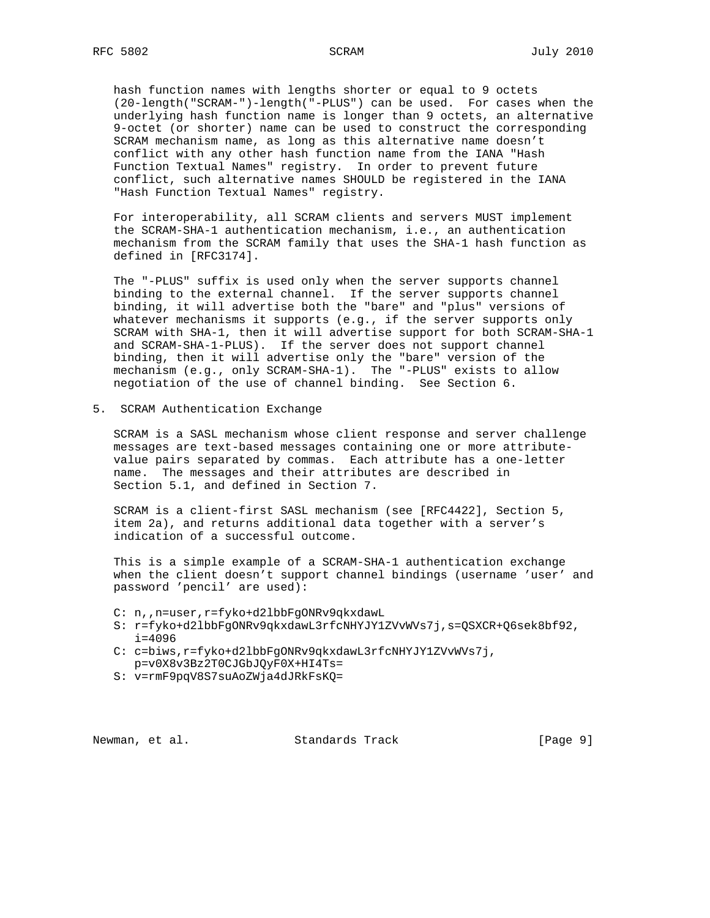hash function names with lengths shorter or equal to 9 octets (20-length("SCRAM-")-length("-PLUS") can be used. For cases when the underlying hash function name is longer than 9 octets, an alternative 9-octet (or shorter) name can be used to construct the corresponding SCRAM mechanism name, as long as this alternative name doesn't conflict with any other hash function name from the IANA "Hash Function Textual Names" registry. In order to prevent future conflict, such alternative names SHOULD be registered in the IANA "Hash Function Textual Names" registry.

For interoperability, all SCRAM clients and servers MUST implement the SCRAM-SHA-1 authentication mechanism, i.e., an authentication mechanism from the SCRAM family that uses the SHA-1 hash function as defined in [RFC3174].

The "-PLUS" suffix is used only when the server supports channel binding to the external channel. If the server supports channel binding, it will advertise both the "bare" and "plus" versions of whatever mechanisms it supports (e.g., if the server supports only SCRAM with SHA-1, then it will advertise support for both SCRAM-SHA-1 and SCRAM-SHA-1-PLUS). If the server does not support channel binding, then it will advertise only the "bare" version of the mechanism (e.g., only SCRAM-SHA-1). The "-PLUS" exists to allow negotiation of the use of channel binding. See Section 6.

## 5. SCRAM Authentication Exchange

SCRAM is a SASL mechanism whose client response and server challenge messages are text-based messages containing one or more attribute-value pairs separated by commas. Each attribute has a one-letter name. The messages and their attributes are described in Section 5.1, and defined in Section 7.

SCRAM is a client-first SASL mechanism (see [RFC4422], Section 5, item 2a), and returns additional data together with a server's indication of a successful outcome.

This is a simple example of a SCRAM-SHA-1 authentication exchange when the client doesn't support channel bindings (username 'user' and password 'pencil' are used):

```
C: n,,n=user,r=fyko+d2lbbFgONRv9qkxdawL
S: r=fyko+d2lbbFgONRv9qkxdawL3rfcNHYJY1ZVvWVs7j,s=QSXCR+Q6sek8bf92,
   i=4096
C: c=biws,r=fyko+d2lbbFgONRv9qkxdawL3rfcNHYJY1ZVvWVs7j,
   p=v0X8v3Bz2T0CJGbJQyF0X+HI4Ts=
S: v=rmF9pqV8S7suAoZWja4dJRkFsKQ=
```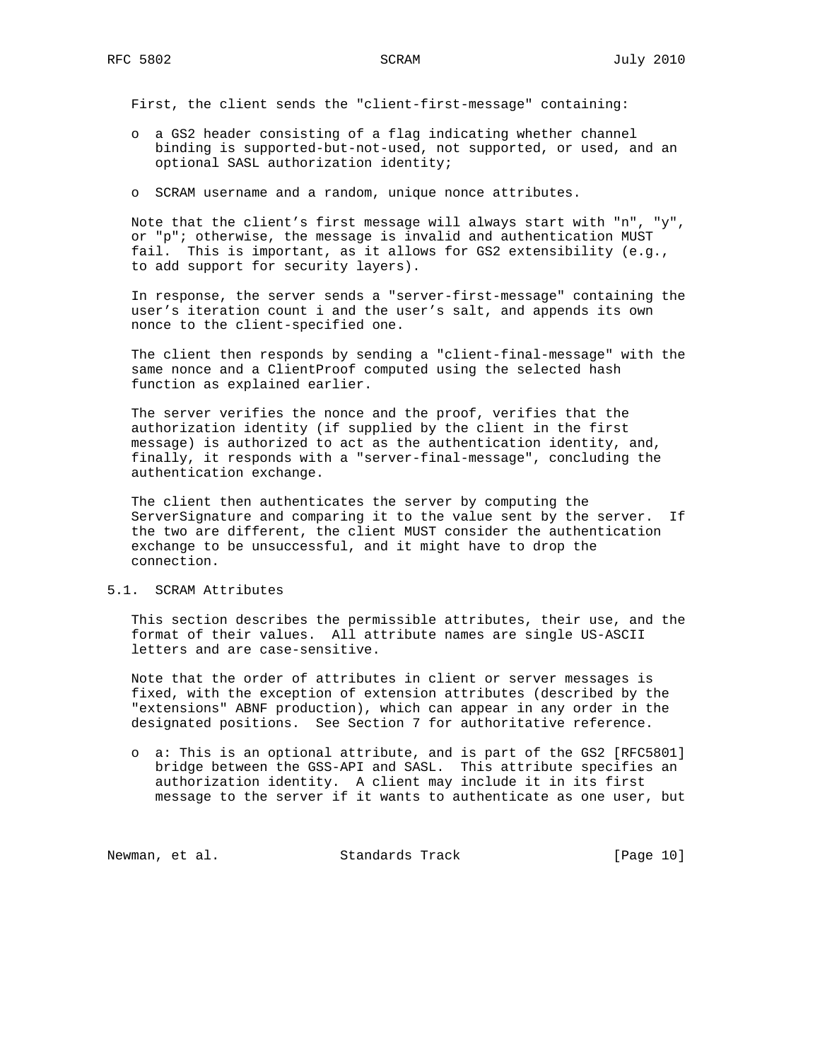First, the client sends the "client-first-message" containing:

- a GS2 header consisting of a flag indicating whether channel binding is supported-but-not-used, not supported, or used, and an optional SASL authorization identity;
- SCRAM username and a random, unique nonce attributes.

Note that the client's first message will always start with "n", "y", or "p"; otherwise, the message is invalid and authentication MUST fail. This is important, as it allows for GS2 extensibility (e.g., to add support for security layers).

In response, the server sends a "server-first-message" containing the user's iteration count i and the user's salt, and appends its own nonce to the client-specified one.

The client then responds by sending a "client-final-message" with the same nonce and a ClientProof computed using the selected hash function as explained earlier.

The server verifies the nonce and the proof, verifies that the authorization identity (if supplied by the client in the first message) is authorized to act as the authentication identity, and, finally, it responds with a "server-final-message", concluding the authentication exchange.

The client then authenticates the server by computing the ServerSignature and comparing it to the value sent by the server. If the two are different, the client MUST consider the authentication exchange to be unsuccessful, and it might have to drop the connection.

## 5.1. SCRAM Attributes

This section describes the permissible attributes, their use, and the format of their values. All attribute names are single US-ASCII letters and are case-sensitive.

Note that the order of attributes in client or server messages is fixed, with the exception of extension attributes (described by the "extensions" ABNF production), which can appear in any order in the designated positions. See Section 7 for authoritative reference.

- a: This is an optional attribute, and is part of the GS2 [RFC5801] bridge between the GSS-API and SASL. This attribute specifies an authorization identity. A client may include it in its first message to the server if it wants to authenticate as one user, but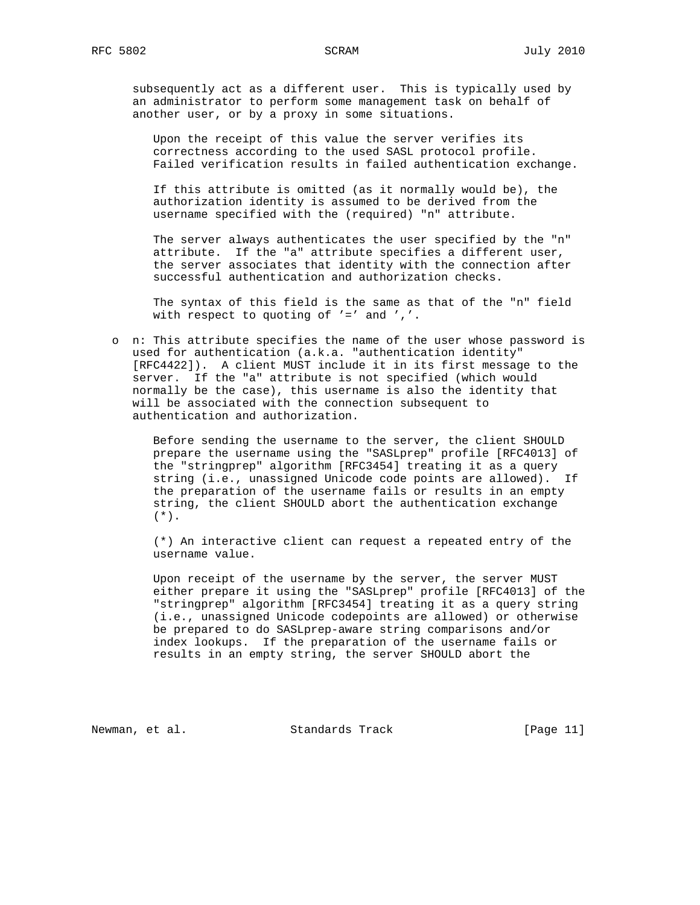subsequently act as a different user. This is typically used by an administrator to perform some management task on behalf of another user, or by a proxy in some situations.

Upon the receipt of this value the server verifies its correctness according to the used SASL protocol profile. Failed verification results in failed authentication exchange.

If this attribute is omitted (as it normally would be), the authorization identity is assumed to be derived from the username specified with the (required) "n" attribute.

The server always authenticates the user specified by the "n" attribute. If the "a" attribute specifies a different user, the server associates that identity with the connection after successful authentication and authorization checks.

The syntax of this field is the same as that of the "n" field with respect to quoting of '=' and ','.

- n: This attribute specifies the name of the user whose password is used for authentication (a.k.a. "authentication identity" [RFC4422]). A client MUST include it in its first message to the server. If the "a" attribute is not specified (which would normally be the case), this username is also the identity that will be associated with the connection subsequent to authentication and authorization.

  Before sending the username to the server, the client SHOULD prepare the username using the "SASLprep" profile [RFC4013] of the "stringprep" algorithm [RFC3454] treating it as a query string (i.e., unassigned Unicode code points are allowed). If the preparation of the username fails or results in an empty string, the client SHOULD abort the authentication exchange (*).

  (*) An interactive client can request a repeated entry of the username value.

  Upon receipt of the username by the server, the server MUST either prepare it using the "SASLprep" profile [RFC4013] of the "stringprep" algorithm [RFC3454] treating it as a query string (i.e., unassigned Unicode codepoints are allowed) or otherwise be prepared to do SASLprep-aware string comparisons and/or index lookups. If the preparation of the username fails or results in an empty string, the server SHOULD abort the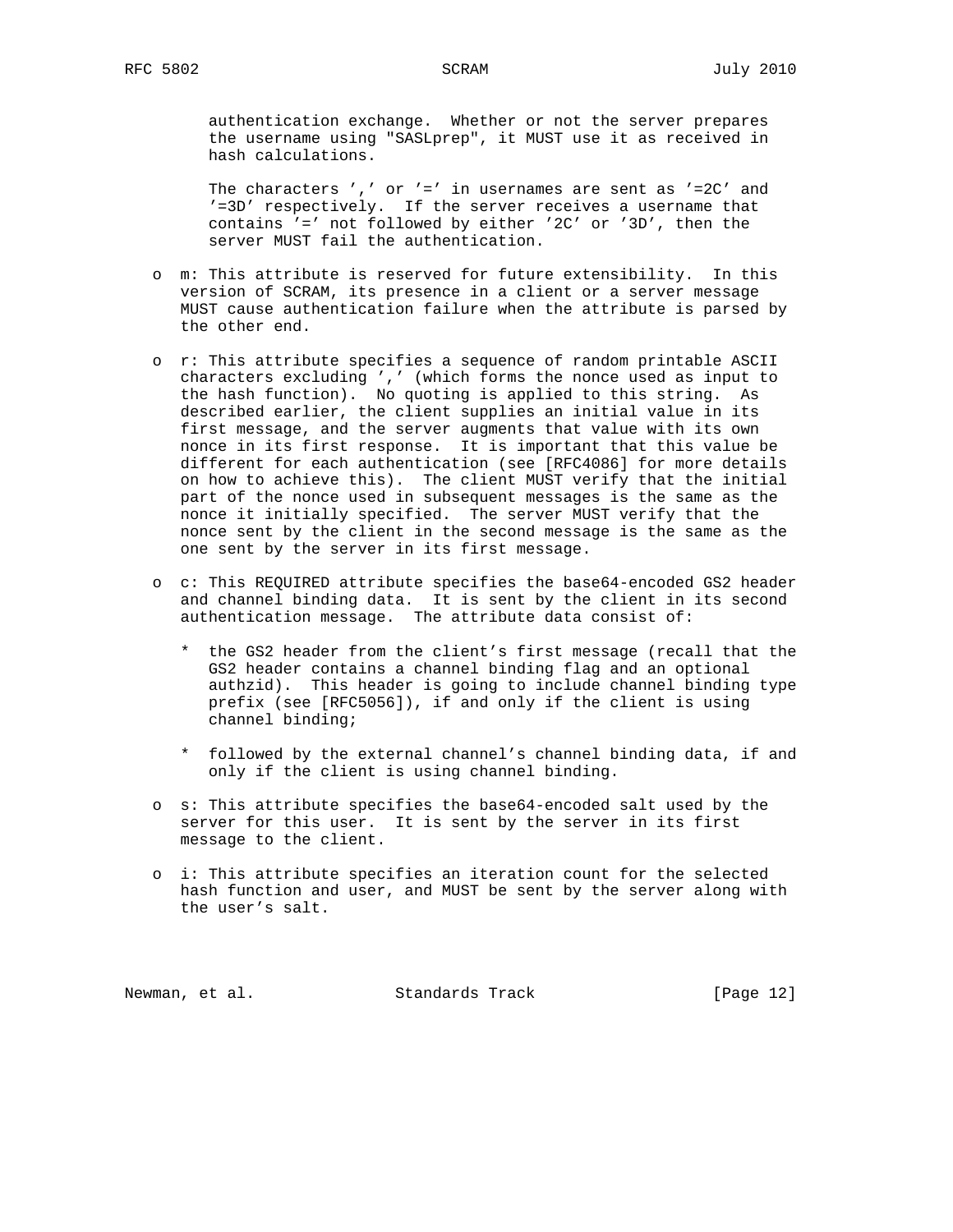authentication exchange. Whether or not the server prepares the username using "SASLprep", it MUST use it as received in hash calculations.

The characters ',' or '=' in usernames are sent as '=2C' and '=3D' respectively. If the server receives a username that contains '=' not followed by either '2C' or '3D', then the server MUST fail the authentication.

- m: This attribute is reserved for future extensibility. In this version of SCRAM, its presence in a client or a server message MUST cause authentication failure when the attribute is parsed by the other end.

- r: This attribute specifies a sequence of random printable ASCII characters excluding ',' (which forms the nonce used as input to the hash function). No quoting is applied to this string. As described earlier, the client supplies an initial value in its first message, and the server augments that value with its own nonce in its first response. It is important that this value be different for each authentication (see [RFC4086] for more details on how to achieve this). The client MUST verify that the initial part of the nonce used in subsequent messages is the same as the nonce it initially specified. The server MUST verify that the nonce sent by the client in the second message is the same as the one sent by the server in its first message.

- c: This REQUIRED attribute specifies the base64-encoded GS2 header and channel binding data. It is sent by the client in its second authentication message. The attribute data consist of:

  * the GS2 header from the client's first message (recall that the GS2 header contains a channel binding flag and an optional authzid). This header is going to include channel binding type prefix (see [RFC5056]), if and only if the client is using channel binding;

  * followed by the external channel's channel binding data, if and only if the client is using channel binding.

- s: This attribute specifies the base64-encoded salt used by the server for this user. It is sent by the server in its first message to the client.

- i: This attribute specifies an iteration count for the selected hash function and user, and MUST be sent by the server along with the user's salt.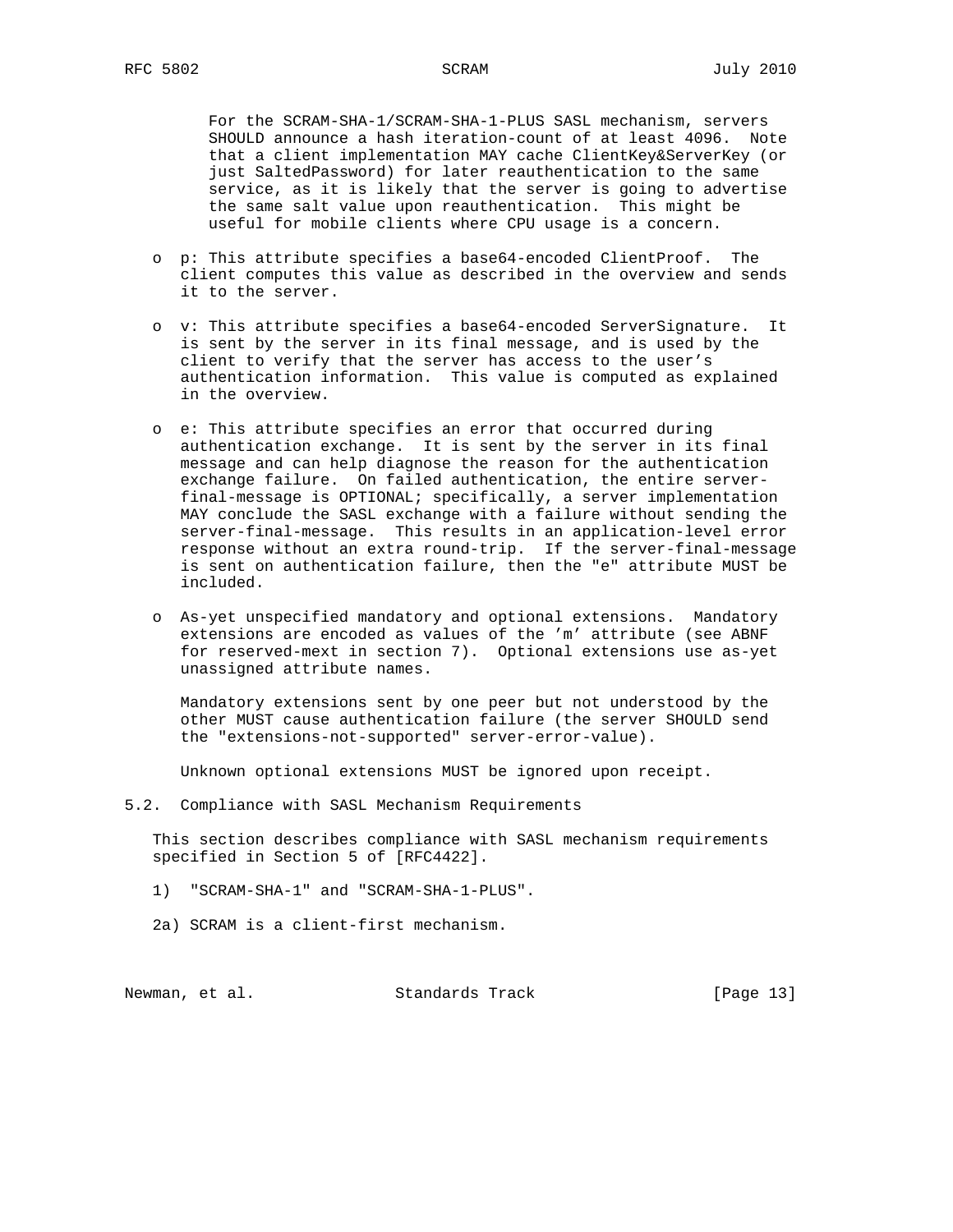For the SCRAM-SHA-1/SCRAM-SHA-1-PLUS SASL mechanism, servers SHOULD announce a hash iteration-count of at least 4096. Note that a client implementation MAY cache ClientKey&ServerKey (or just SaltedPassword) for later reauthentication to the same service, as it is likely that the server is going to advertise the same salt value upon reauthentication. This might be useful for mobile clients where CPU usage is a concern.

- p: This attribute specifies a base64-encoded ClientProof. The client computes this value as described in the overview and sends it to the server.

- v: This attribute specifies a base64-encoded ServerSignature. It is sent by the server in its final message, and is used by the client to verify that the server has access to the user's authentication information. This value is computed as explained in the overview.

- e: This attribute specifies an error that occurred during authentication exchange. It is sent by the server in its final message and can help diagnose the reason for the authentication exchange failure. On failed authentication, the entire server-final-message is OPTIONAL; specifically, a server implementation MAY conclude the SASL exchange with a failure without sending the server-final-message. This results in an application-level error response without an extra round-trip. If the server-final-message is sent on authentication failure, then the "e" attribute MUST be included.

- As-yet unspecified mandatory and optional extensions. Mandatory extensions are encoded as values of the 'm' attribute (see ABNF for reserved-mext in section 7). Optional extensions use as-yet unassigned attribute names.

  Mandatory extensions sent by one peer but not understood by the other MUST cause authentication failure (the server SHOULD send the "extensions-not-supported" server-error-value).

  Unknown optional extensions MUST be ignored upon receipt.

## 5.2. Compliance with SASL Mechanism Requirements

This section describes compliance with SASL mechanism requirements specified in Section 5 of [RFC4422].

1) "SCRAM-SHA-1" and "SCRAM-SHA-1-PLUS".

2a) SCRAM is a client-first mechanism.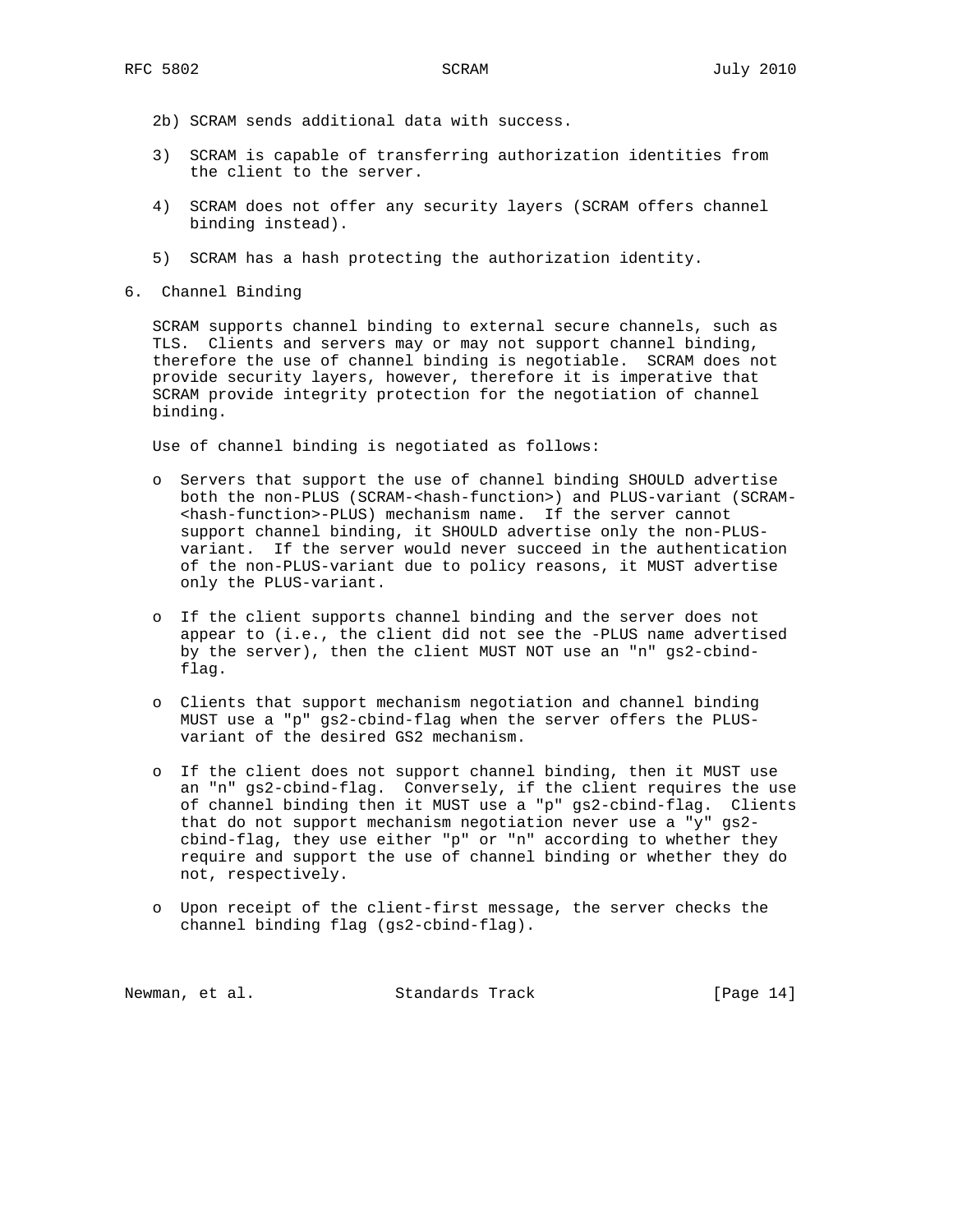2b) SCRAM sends additional data with success.

3) SCRAM is capable of transferring authorization identities from the client to the server.

4) SCRAM does not offer any security layers (SCRAM offers channel binding instead).

5) SCRAM has a hash protecting the authorization identity.

## 6. Channel Binding

SCRAM supports channel binding to external secure channels, such as TLS. Clients and servers may or may not support channel binding, therefore the use of channel binding is negotiable. SCRAM does not provide security layers, however, therefore it is imperative that SCRAM provide integrity protection for the negotiation of channel binding.

Use of channel binding is negotiated as follows:

- Servers that support the use of channel binding SHOULD advertise both the non-PLUS (SCRAM-<hash-function>) and PLUS-variant (SCRAM-<hash-function>-PLUS) mechanism name. If the server cannot support channel binding, it SHOULD advertise only the non-PLUS-variant. If the server would never succeed in the authentication of the non-PLUS-variant due to policy reasons, it MUST advertise only the PLUS-variant.

- If the client supports channel binding and the server does not appear to (i.e., the client did not see the -PLUS name advertised by the server), then the client MUST NOT use an "n" gs2-cbind-flag.

- Clients that support mechanism negotiation and channel binding MUST use a "p" gs2-cbind-flag when the server offers the PLUS-variant of the desired GS2 mechanism.

- If the client does not support channel binding, then it MUST use an "n" gs2-cbind-flag. Conversely, if the client requires the use of channel binding then it MUST use a "p" gs2-cbind-flag. Clients that do not support mechanism negotiation never use a "y" gs2-cbind-flag, they use either "p" or "n" according to whether they require and support the use of channel binding or whether they do not, respectively.

- Upon receipt of the client-first message, the server checks the channel binding flag (gs2-cbind-flag).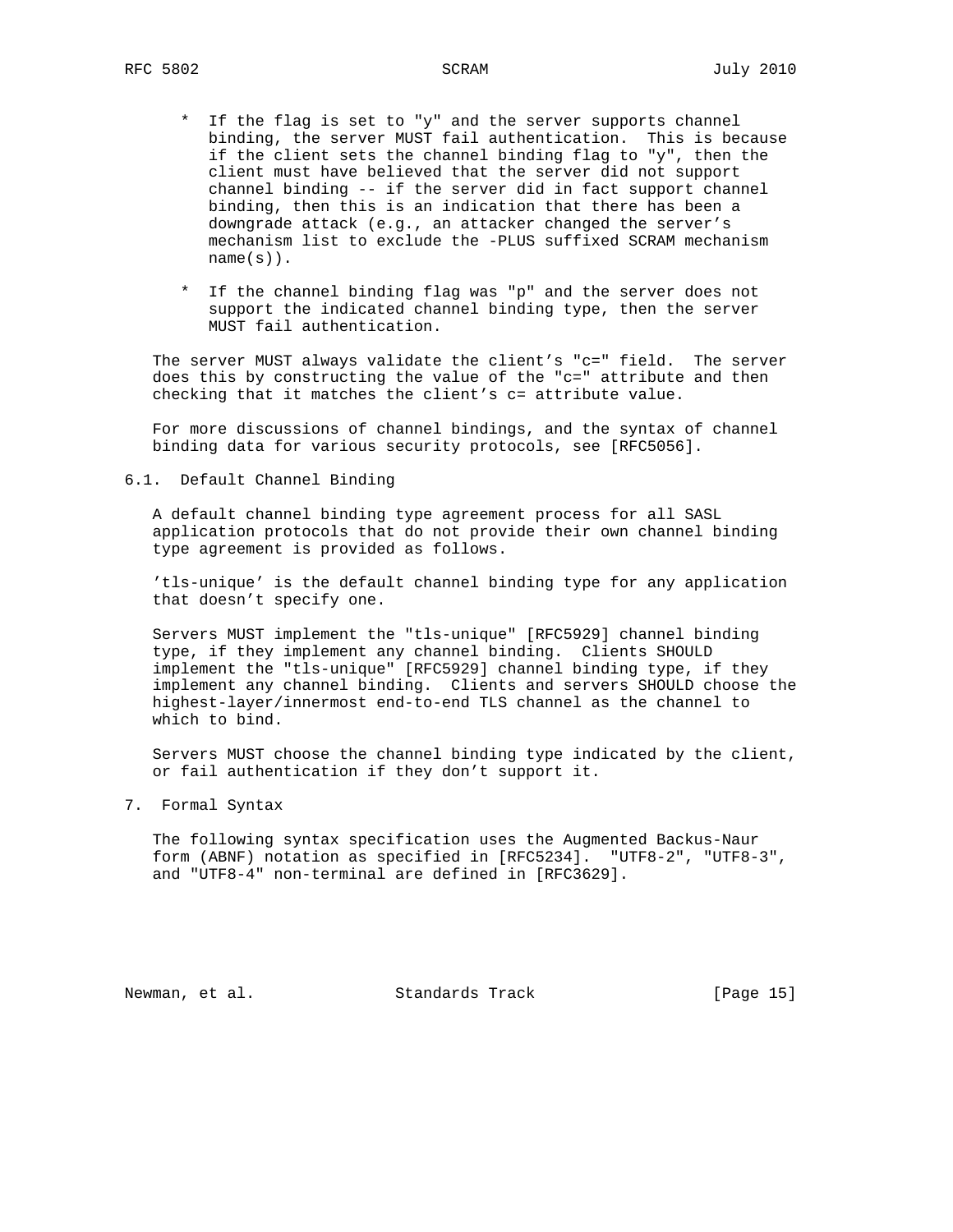* If the flag is set to "y" and the server supports channel binding, the server MUST fail authentication. This is because if the client sets the channel binding flag to "y", then the client must have believed that the server did not support channel binding -- if the server did in fact support channel binding, then this is an indication that there has been a downgrade attack (e.g., an attacker changed the server's mechanism list to exclude the -PLUS suffixed SCRAM mechanism name(s)).

* If the channel binding flag was "p" and the server does not support the indicated channel binding type, then the server MUST fail authentication.

The server MUST always validate the client's "c=" field. The server does this by constructing the value of the "c=" attribute and then checking that it matches the client's c= attribute value.

For more discussions of channel bindings, and the syntax of channel binding data for various security protocols, see [RFC5056].

## 6.1. Default Channel Binding

A default channel binding type agreement process for all SASL application protocols that do not provide their own channel binding type agreement is provided as follows.

'tls-unique' is the default channel binding type for any application that doesn't specify one.

Servers MUST implement the "tls-unique" [RFC5929] channel binding type, if they implement any channel binding. Clients SHOULD implement the "tls-unique" [RFC5929] channel binding type, if they implement any channel binding. Clients and servers SHOULD choose the highest-layer/innermost end-to-end TLS channel as the channel to which to bind.

Servers MUST choose the channel binding type indicated by the client, or fail authentication if they don't support it.

# 7. Formal Syntax

The following syntax specification uses the Augmented Backus-Naur form (ABNF) notation as specified in [RFC5234]. "UTF8-2", "UTF8-3", and "UTF8-4" non-terminal are defined in [RFC3629].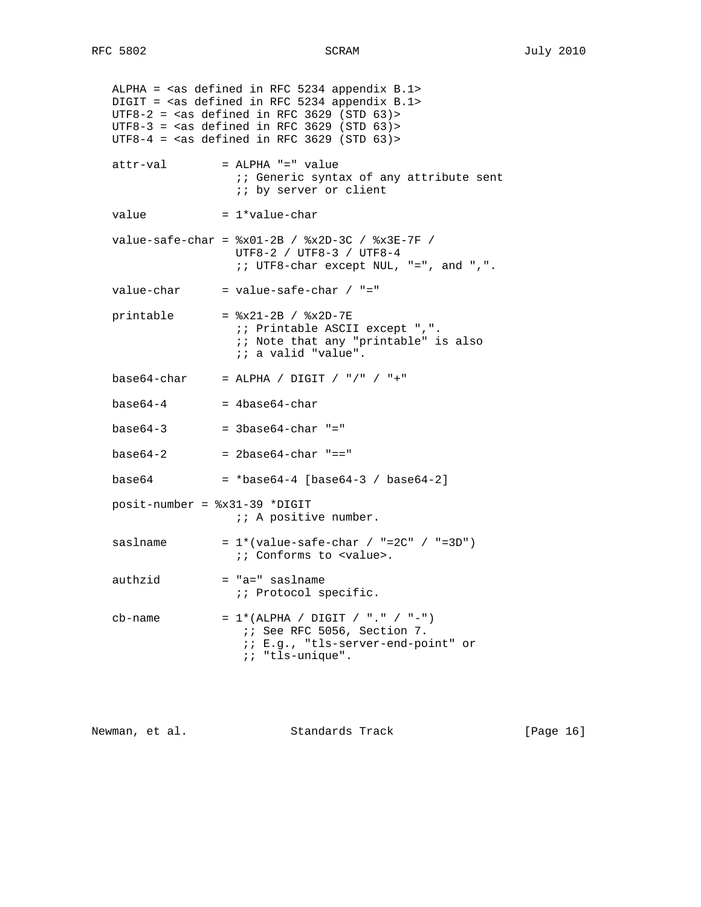```
   ALPHA = <as defined in RFC 5234 appendix B.1>
   DIGIT = <as defined in RFC 5234 appendix B.1>
   UTF8-2 = <as defined in RFC 3629 (STD 63)>
   UTF8-3 = <as defined in RFC 3629 (STD 63)>
   UTF8-4 = <as defined in RFC 3629 (STD 63)>

   attr-val        = ALPHA "=" value
                     ;; Generic syntax of any attribute sent
                     ;; by server or client

   value           = 1*value-char

   value-safe-char = %x01-2B / %x2D-3C / %x3E-7F /
                     UTF8-2 / UTF8-3 / UTF8-4
                     ;; UTF8-char except NUL, "=", and ",".

   value-char      = value-safe-char / "="

   printable       = %x21-2B / %x2D-7E
                     ;; Printable ASCII except ",".
                     ;; Note that any "printable" is also
                     ;; a valid "value".

   base64-char     = ALPHA / DIGIT / "/" / "+"

   base64-4        = 4base64-char

   base64-3        = 3base64-char "="

   base64-2        = 2base64-char "=="

   base64          = *base64-4 [base64-3 / base64-2]

   posit-number = %x31-39 *DIGIT
                     ;; A positive number.

   saslname        = 1*(value-safe-char / "=2C" / "=3D")
                     ;; Conforms to <value>.

   authzid         = "a=" saslname
                     ;; Protocol specific.

   cb-name         = 1*(ALPHA / DIGIT / "." / "-")
                      ;; See RFC 5056, Section 7.
                      ;; E.g., "tls-server-end-point" or
                      ;; "tls-unique".
```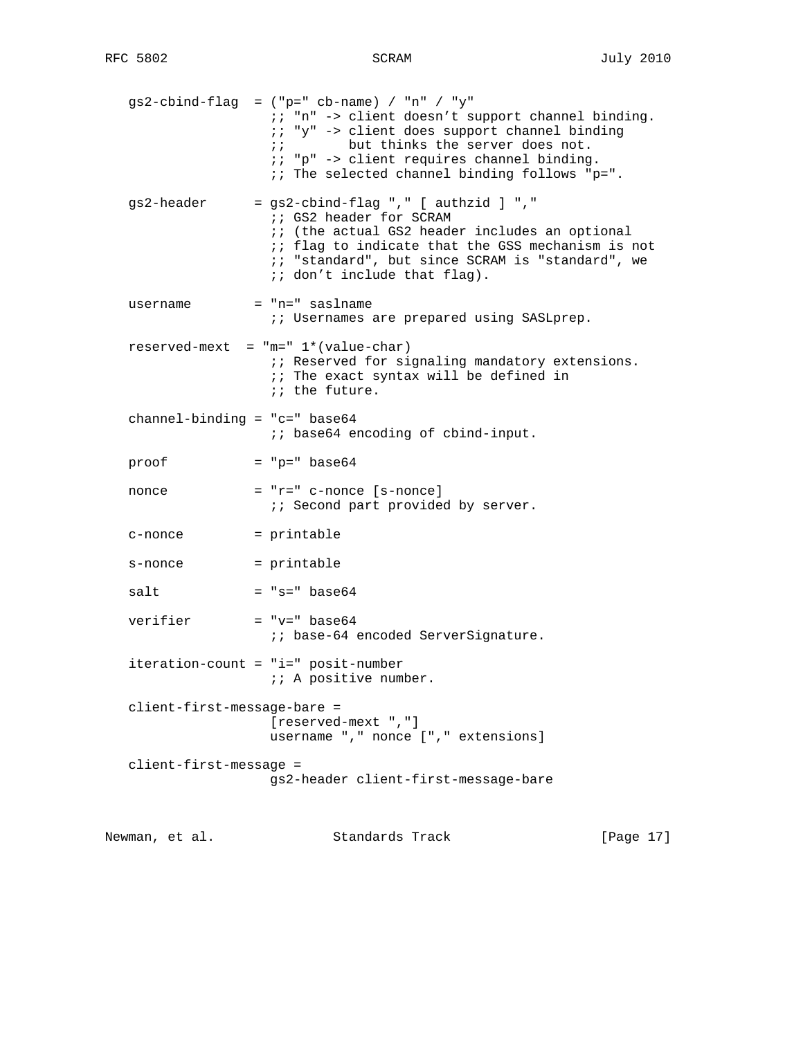```
   gs2-cbind-flag  = ("p=" cb-name) / "n" / "y"
                     ;; "n" -> client doesn't support channel binding.
                     ;; "y" -> client does support channel binding
                     ;;        but thinks the server does not.
                     ;; "p" -> client requires channel binding.
                     ;; The selected channel binding follows "p=".

   gs2-header      = gs2-cbind-flag "," [ authzid ] ","
                     ;; GS2 header for SCRAM
                     ;; (the actual GS2 header includes an optional
                     ;; flag to indicate that the GSS mechanism is not
                     ;; "standard", but since SCRAM is "standard", we
                     ;; don't include that flag).

   username        = "n=" saslname
                     ;; Usernames are prepared using SASLprep.

   reserved-mext  = "m=" 1*(value-char)
                     ;; Reserved for signaling mandatory extensions.
                     ;; The exact syntax will be defined in
                     ;; the future.

   channel-binding = "c=" base64
                     ;; base64 encoding of cbind-input.

   proof           = "p=" base64

   nonce           = "r=" c-nonce [s-nonce]
                     ;; Second part provided by server.

   c-nonce         = printable

   s-nonce         = printable

   salt            = "s=" base64

   verifier        = "v=" base64
                     ;; base-64 encoded ServerSignature.

   iteration-count = "i=" posit-number
                     ;; A positive number.

   client-first-message-bare =
                     [reserved-mext ","]
                     username "," nonce ["," extensions]

   client-first-message =
                     gs2-header client-first-message-bare
```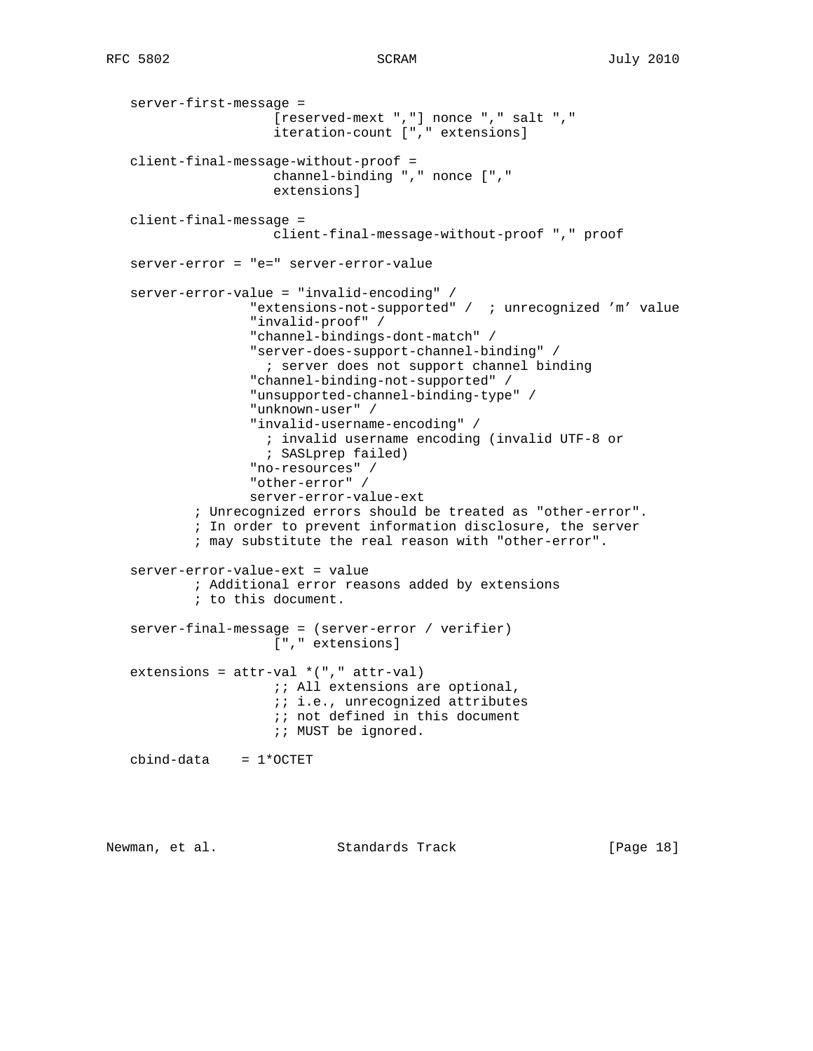```
   server-first-message =
                     [reserved-mext ","] nonce "," salt ","
                     iteration-count ["," extensions]

   client-final-message-without-proof =
                     channel-binding "," nonce [","
                     extensions]

   client-final-message =
                     client-final-message-without-proof "," proof

   server-error = "e=" server-error-value

   server-error-value = "invalid-encoding" /
                  "extensions-not-supported" /  ; unrecognized 'm' value
                  "invalid-proof" /
                  "channel-bindings-dont-match" /
                  "server-does-support-channel-binding" /
                    ; server does not support channel binding
                  "channel-binding-not-supported" /
                  "unsupported-channel-binding-type" /
                  "unknown-user" /
                  "invalid-username-encoding" /
                    ; invalid username encoding (invalid UTF-8 or
                    ; SASLprep failed)
                  "no-resources" /
                  "other-error" /
                  server-error-value-ext
           ; Unrecognized errors should be treated as "other-error".
           ; In order to prevent information disclosure, the server
           ; may substitute the real reason with "other-error".

   server-error-value-ext = value
           ; Additional error reasons added by extensions
           ; to this document.

   server-final-message = (server-error / verifier)
                     ["," extensions]

   extensions = attr-val *("," attr-val)
                     ;; All extensions are optional,
                     ;; i.e., unrecognized attributes
                     ;; not defined in this document
                     ;; MUST be ignored.

   cbind-data    = 1*OCTET
```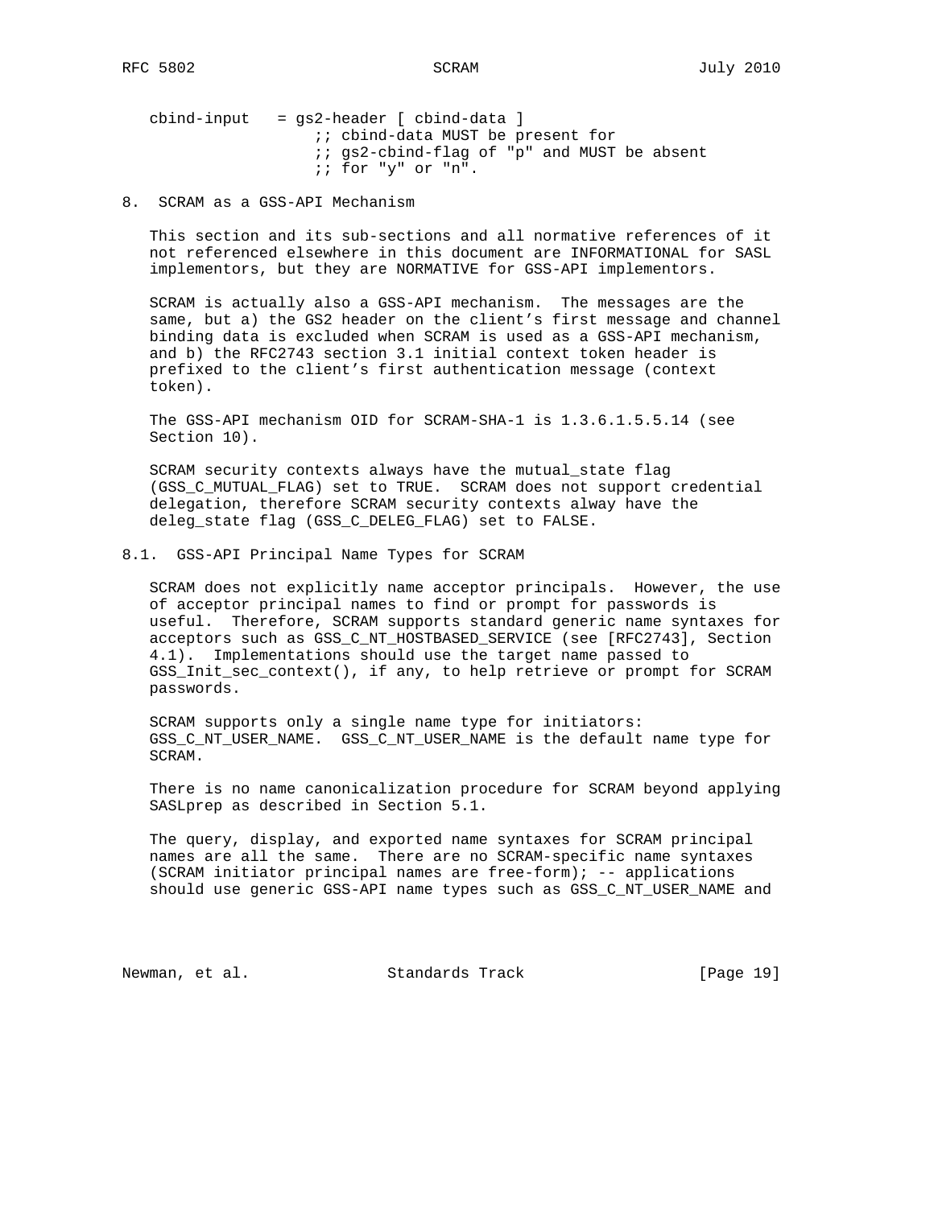```
   cbind-input   = gs2-header [ cbind-data ]
                     ;; cbind-data MUST be present for
                     ;; gs2-cbind-flag of "p" and MUST be absent
                     ;; for "y" or "n".
```

## 8. SCRAM as a GSS-API Mechanism

This section and its sub-sections and all normative references of it not referenced elsewhere in this document are INFORMATIONAL for SASL implementors, but they are NORMATIVE for GSS-API implementors.

SCRAM is actually also a GSS-API mechanism. The messages are the same, but a) the GS2 header on the client's first message and channel binding data is excluded when SCRAM is used as a GSS-API mechanism, and b) the RFC2743 section 3.1 initial context token header is prefixed to the client's first authentication message (context token).

The GSS-API mechanism OID for SCRAM-SHA-1 is 1.3.6.1.5.5.14 (see Section 10).

SCRAM security contexts always have the mutual_state flag (GSS_C_MUTUAL_FLAG) set to TRUE. SCRAM does not support credential delegation, therefore SCRAM security contexts alway have the deleg_state flag (GSS_C_DELEG_FLAG) set to FALSE.

### 8.1. GSS-API Principal Name Types for SCRAM

SCRAM does not explicitly name acceptor principals. However, the use of acceptor principal names to find or prompt for passwords is useful. Therefore, SCRAM supports standard generic name syntaxes for acceptors such as GSS_C_NT_HOSTBASED_SERVICE (see [RFC2743], Section 4.1). Implementations should use the target name passed to GSS_Init_sec_context(), if any, to help retrieve or prompt for SCRAM passwords.

SCRAM supports only a single name type for initiators: GSS_C_NT_USER_NAME. GSS_C_NT_USER_NAME is the default name type for SCRAM.

There is no name canonicalization procedure for SCRAM beyond applying SASLprep as described in Section 5.1.

The query, display, and exported name syntaxes for SCRAM principal names are all the same. There are no SCRAM-specific name syntaxes (SCRAM initiator principal names are free-form); -- applications should use generic GSS-API name types such as GSS_C_NT_USER_NAME and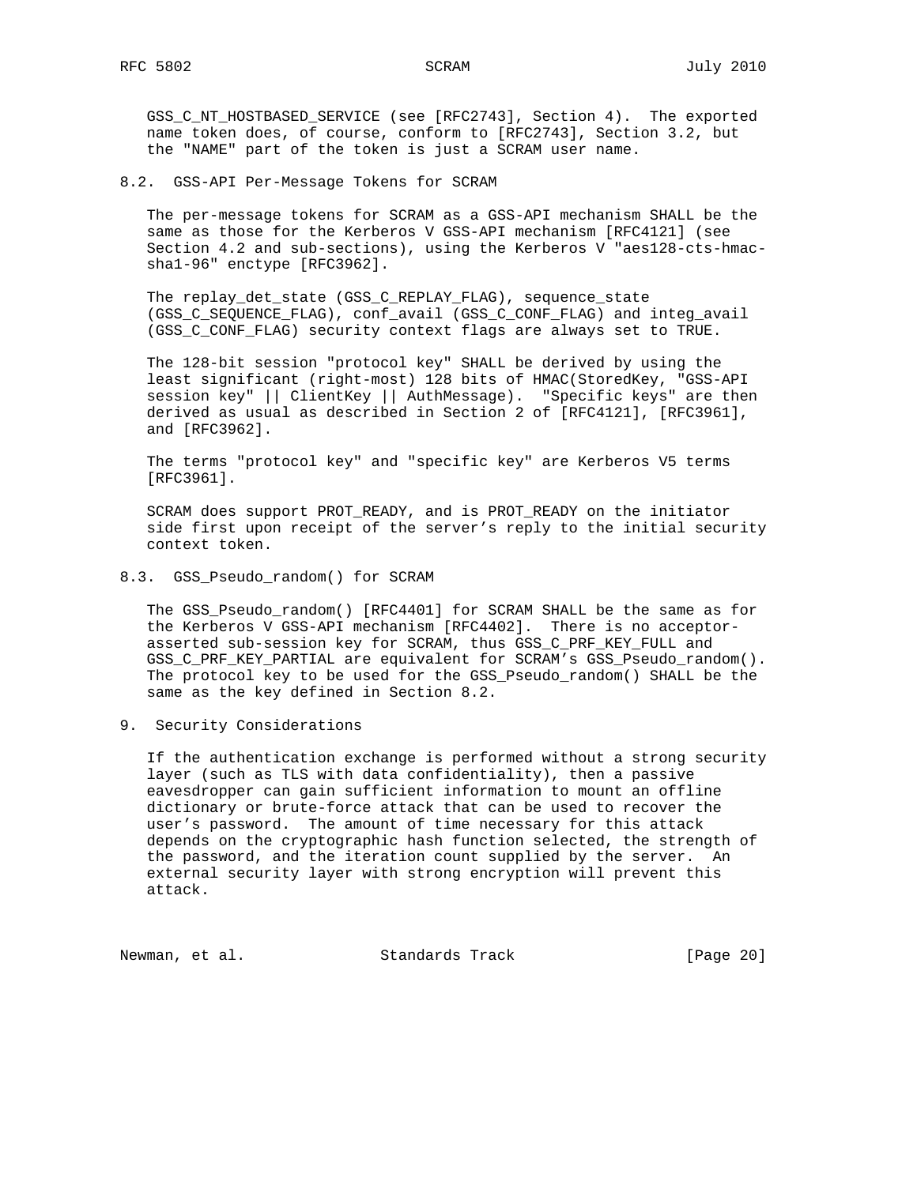GSS_C_NT_HOSTBASED_SERVICE (see [RFC2743], Section 4). The exported name token does, of course, conform to [RFC2743], Section 3.2, but the "NAME" part of the token is just a SCRAM user name.

## 8.2. GSS-API Per-Message Tokens for SCRAM

The per-message tokens for SCRAM as a GSS-API mechanism SHALL be the same as those for the Kerberos V GSS-API mechanism [RFC4121] (see Section 4.2 and sub-sections), using the Kerberos V "aes128-cts-hmac-sha1-96" enctype [RFC3962].

The replay_det_state (GSS_C_REPLAY_FLAG), sequence_state (GSS_C_SEQUENCE_FLAG), conf_avail (GSS_C_CONF_FLAG) and integ_avail (GSS_C_CONF_FLAG) security context flags are always set to TRUE.

The 128-bit session "protocol key" SHALL be derived by using the least significant (right-most) 128 bits of HMAC(StoredKey, "GSS-API session key" || ClientKey || AuthMessage). "Specific keys" are then derived as usual as described in Section 2 of [RFC4121], [RFC3961], and [RFC3962].

The terms "protocol key" and "specific key" are Kerberos V5 terms [RFC3961].

SCRAM does support PROT_READY, and is PROT_READY on the initiator side first upon receipt of the server's reply to the initial security context token.

## 8.3. GSS_Pseudo_random() for SCRAM

The GSS_Pseudo_random() [RFC4401] for SCRAM SHALL be the same as for the Kerberos V GSS-API mechanism [RFC4402]. There is no acceptor-asserted sub-session key for SCRAM, thus GSS_C_PRF_KEY_FULL and GSS_C_PRF_KEY_PARTIAL are equivalent for SCRAM's GSS_Pseudo_random(). The protocol key to be used for the GSS_Pseudo_random() SHALL be the same as the key defined in Section 8.2.

# 9. Security Considerations

If the authentication exchange is performed without a strong security layer (such as TLS with data confidentiality), then a passive eavesdropper can gain sufficient information to mount an offline dictionary or brute-force attack that can be used to recover the user's password. The amount of time necessary for this attack depends on the cryptographic hash function selected, the strength of the password, and the iteration count supplied by the server. An external security layer with strong encryption will prevent this attack.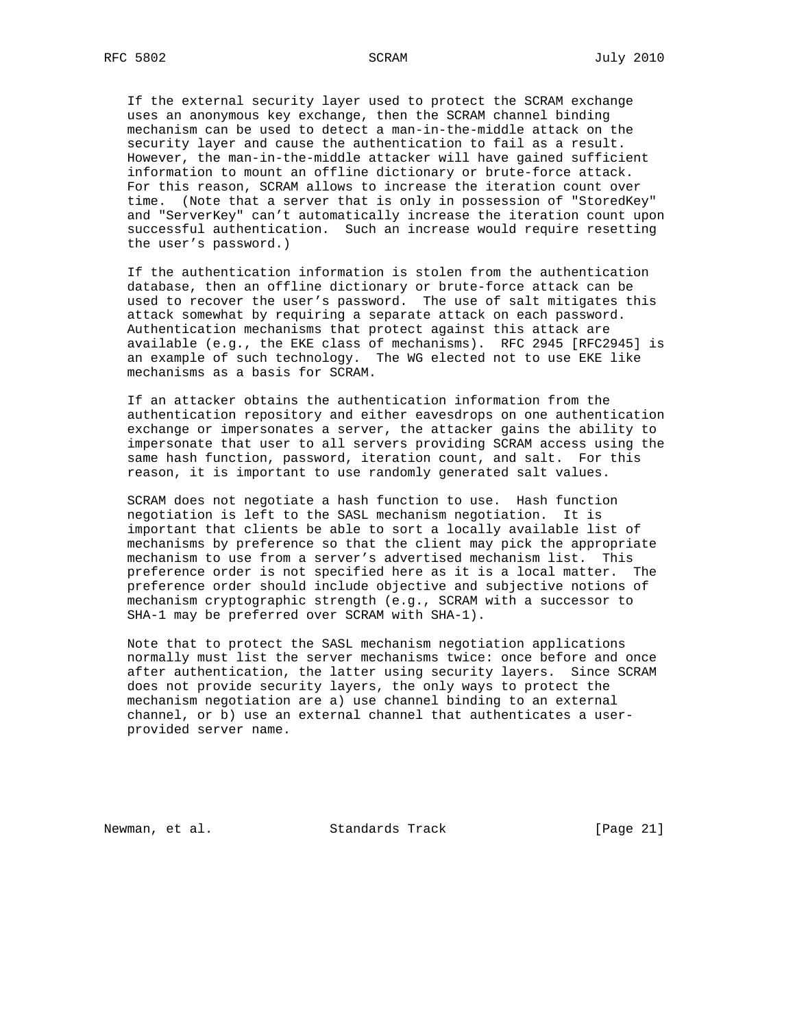If the external security layer used to protect the SCRAM exchange uses an anonymous key exchange, then the SCRAM channel binding mechanism can be used to detect a man-in-the-middle attack on the security layer and cause the authentication to fail as a result. However, the man-in-the-middle attacker will have gained sufficient information to mount an offline dictionary or brute-force attack. For this reason, SCRAM allows to increase the iteration count over time. (Note that a server that is only in possession of "StoredKey" and "ServerKey" can't automatically increase the iteration count upon successful authentication. Such an increase would require resetting the user's password.)

If the authentication information is stolen from the authentication database, then an offline dictionary or brute-force attack can be used to recover the user's password. The use of salt mitigates this attack somewhat by requiring a separate attack on each password. Authentication mechanisms that protect against this attack are available (e.g., the EKE class of mechanisms). RFC 2945 [RFC2945] is an example of such technology. The WG elected not to use EKE like mechanisms as a basis for SCRAM.

If an attacker obtains the authentication information from the authentication repository and either eavesdrops on one authentication exchange or impersonates a server, the attacker gains the ability to impersonate that user to all servers providing SCRAM access using the same hash function, password, iteration count, and salt. For this reason, it is important to use randomly generated salt values.

SCRAM does not negotiate a hash function to use. Hash function negotiation is left to the SASL mechanism negotiation. It is important that clients be able to sort a locally available list of mechanisms by preference so that the client may pick the appropriate mechanism to use from a server's advertised mechanism list. This preference order is not specified here as it is a local matter. The preference order should include objective and subjective notions of mechanism cryptographic strength (e.g., SCRAM with a successor to SHA-1 may be preferred over SCRAM with SHA-1).

Note that to protect the SASL mechanism negotiation applications normally must list the server mechanisms twice: once before and once after authentication, the latter using security layers. Since SCRAM does not provide security layers, the only ways to protect the mechanism negotiation are a) use channel binding to an external channel, or b) use an external channel that authenticates a user-provided server name.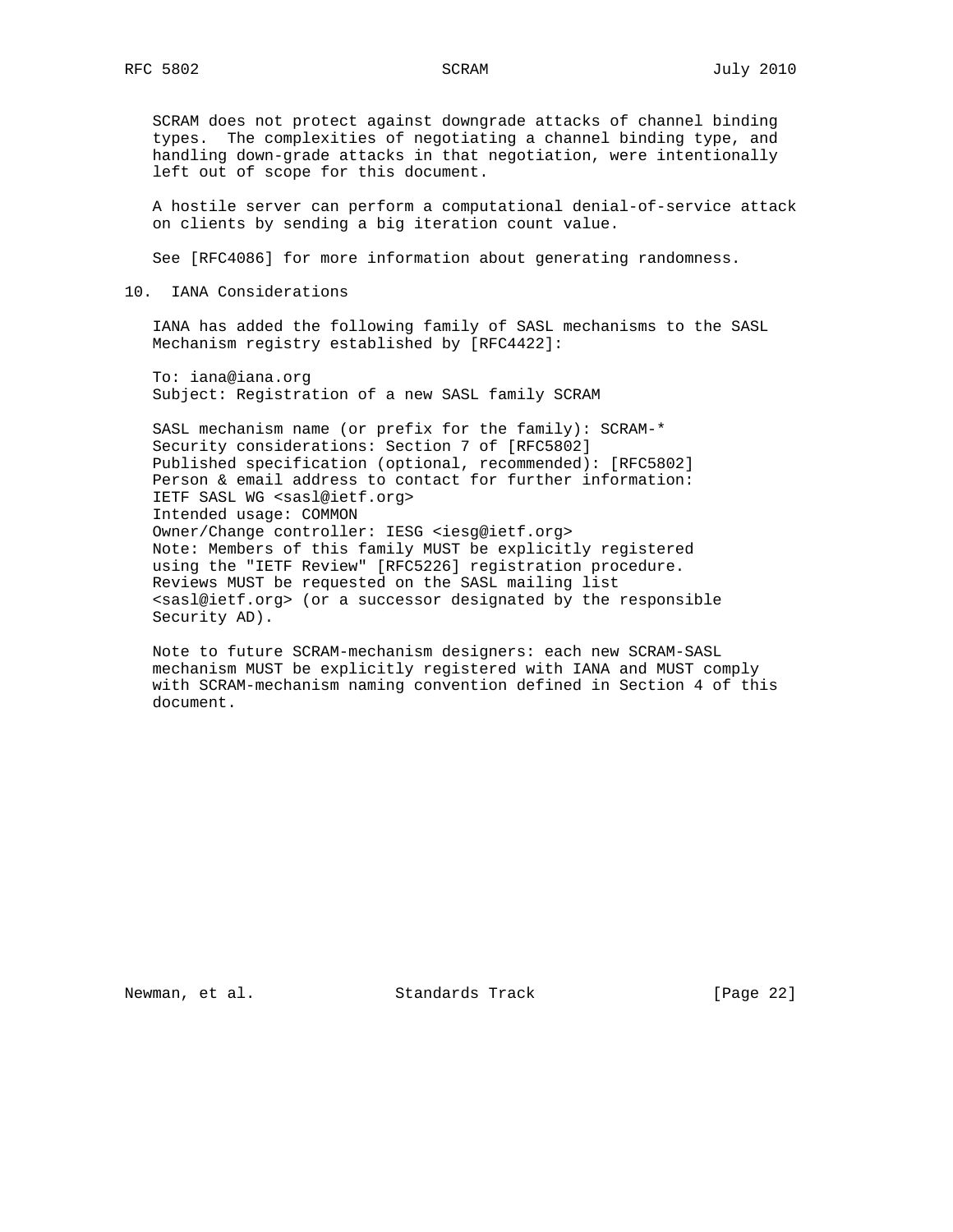SCRAM does not protect against downgrade attacks of channel binding types. The complexities of negotiating a channel binding type, and handling down-grade attacks in that negotiation, were intentionally left out of scope for this document.

A hostile server can perform a computational denial-of-service attack on clients by sending a big iteration count value.

See [RFC4086] for more information about generating randomness.

## 10. IANA Considerations

IANA has added the following family of SASL mechanisms to the SASL Mechanism registry established by [RFC4422]:

To: iana@iana.org
Subject: Registration of a new SASL family SCRAM

SASL mechanism name (or prefix for the family): SCRAM-*
Security considerations: Section 7 of [RFC5802]
Published specification (optional, recommended): [RFC5802]
Person & email address to contact for further information:
IETF SASL WG <sasl@ietf.org>
Intended usage: COMMON
Owner/Change controller: IESG <iesg@ietf.org>
Note: Members of this family MUST be explicitly registered using the "IETF Review" [RFC5226] registration procedure. Reviews MUST be requested on the SASL mailing list <sasl@ietf.org> (or a successor designated by the responsible Security AD).

Note to future SCRAM-mechanism designers: each new SCRAM-SASL mechanism MUST be explicitly registered with IANA and MUST comply with SCRAM-mechanism naming convention defined in Section 4 of this document.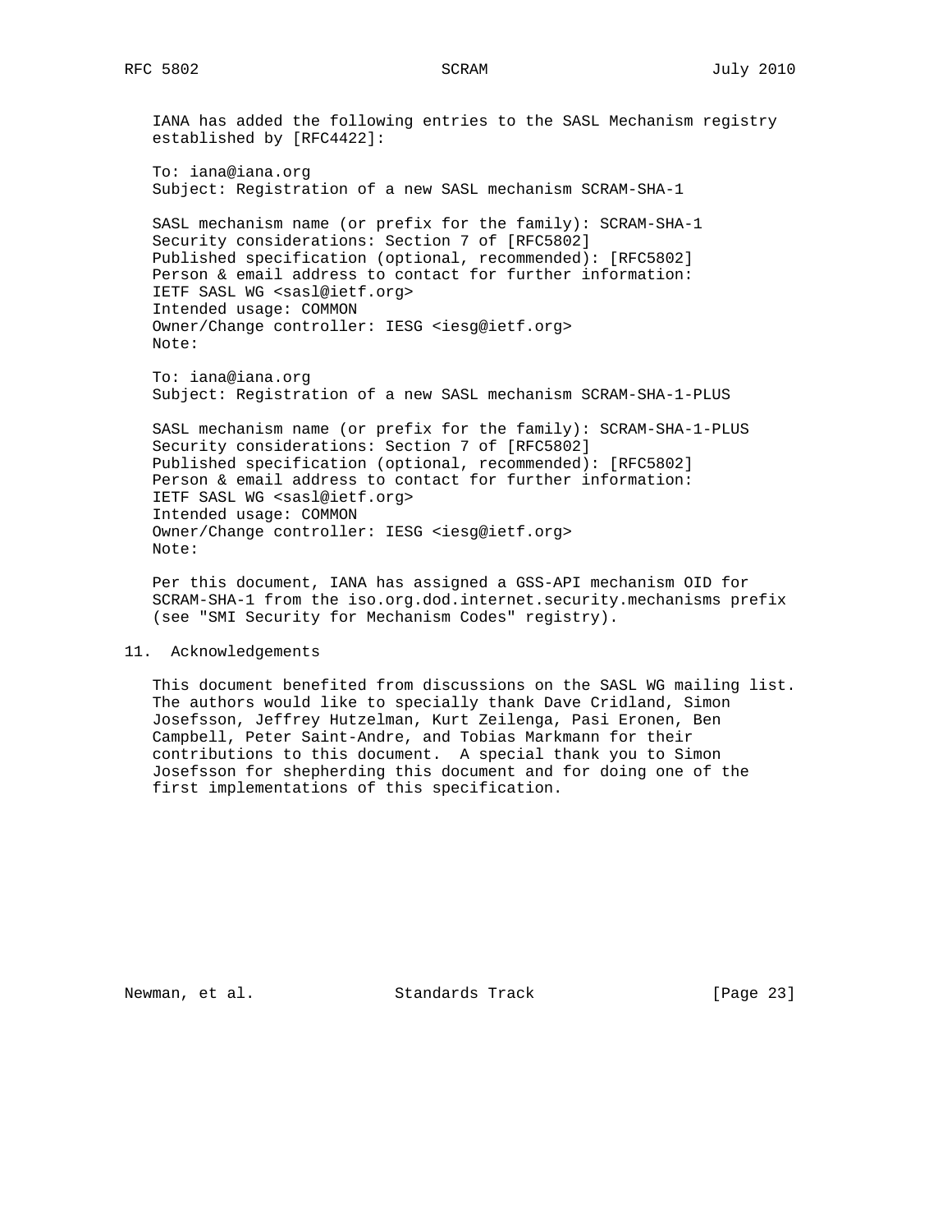IANA has added the following entries to the SASL Mechanism registry established by [RFC4422]:

To: iana@iana.org
Subject: Registration of a new SASL mechanism SCRAM-SHA-1

SASL mechanism name (or prefix for the family): SCRAM-SHA-1
Security considerations: Section 7 of [RFC5802]
Published specification (optional, recommended): [RFC5802]
Person & email address to contact for further information:
IETF SASL WG <sasl@ietf.org>
Intended usage: COMMON
Owner/Change controller: IESG <iesg@ietf.org>
Note:

To: iana@iana.org
Subject: Registration of a new SASL mechanism SCRAM-SHA-1-PLUS

SASL mechanism name (or prefix for the family): SCRAM-SHA-1-PLUS
Security considerations: Section 7 of [RFC5802]
Published specification (optional, recommended): [RFC5802]
Person & email address to contact for further information:
IETF SASL WG <sasl@ietf.org>
Intended usage: COMMON
Owner/Change controller: IESG <iesg@ietf.org>
Note:

Per this document, IANA has assigned a GSS-API mechanism OID for SCRAM-SHA-1 from the iso.org.dod.internet.security.mechanisms prefix (see "SMI Security for Mechanism Codes" registry).

## 11. Acknowledgements

This document benefited from discussions on the SASL WG mailing list. The authors would like to specially thank Dave Cridland, Simon Josefsson, Jeffrey Hutzelman, Kurt Zeilenga, Pasi Eronen, Ben Campbell, Peter Saint-Andre, and Tobias Markmann for their contributions to this document. A special thank you to Simon Josefsson for shepherding this document and for doing one of the first implementations of this specification.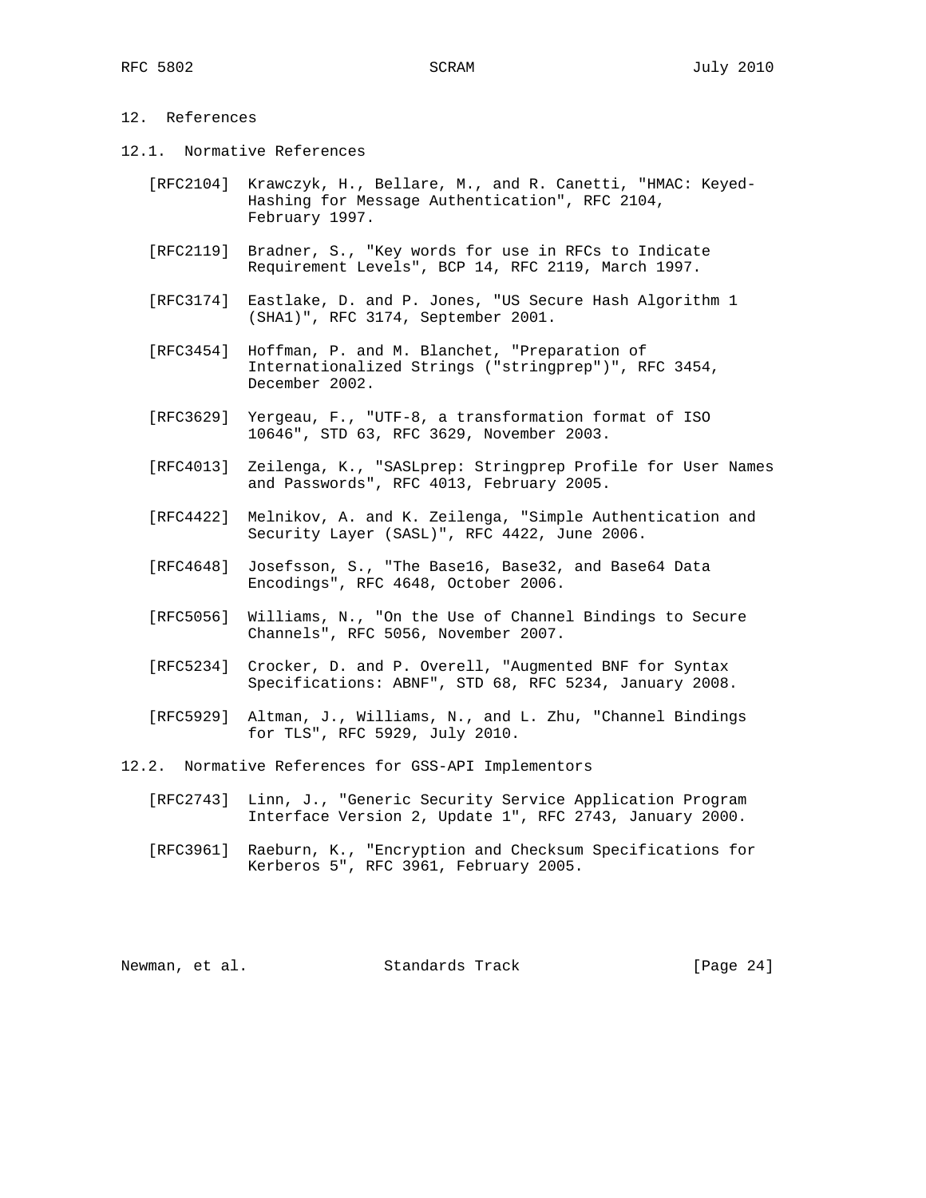## 12. References

### 12.1. Normative References

[RFC2104] Krawczyk, H., Bellare, M., and R. Canetti, "HMAC: Keyed-Hashing for Message Authentication", RFC 2104, February 1997.

[RFC2119] Bradner, S., "Key words for use in RFCs to Indicate Requirement Levels", BCP 14, RFC 2119, March 1997.

[RFC3174] Eastlake, D. and P. Jones, "US Secure Hash Algorithm 1 (SHA1)", RFC 3174, September 2001.

[RFC3454] Hoffman, P. and M. Blanchet, "Preparation of Internationalized Strings ("stringprep")", RFC 3454, December 2002.

[RFC3629] Yergeau, F., "UTF-8, a transformation format of ISO 10646", STD 63, RFC 3629, November 2003.

[RFC4013] Zeilenga, K., "SASLprep: Stringprep Profile for User Names and Passwords", RFC 4013, February 2005.

[RFC4422] Melnikov, A. and K. Zeilenga, "Simple Authentication and Security Layer (SASL)", RFC 4422, June 2006.

[RFC4648] Josefsson, S., "The Base16, Base32, and Base64 Data Encodings", RFC 4648, October 2006.

[RFC5056] Williams, N., "On the Use of Channel Bindings to Secure Channels", RFC 5056, November 2007.

[RFC5234] Crocker, D. and P. Overell, "Augmented BNF for Syntax Specifications: ABNF", STD 68, RFC 5234, January 2008.

[RFC5929] Altman, J., Williams, N., and L. Zhu, "Channel Bindings for TLS", RFC 5929, July 2010.

### 12.2. Normative References for GSS-API Implementors

[RFC2743] Linn, J., "Generic Security Service Application Program Interface Version 2, Update 1", RFC 2743, January 2000.

[RFC3961] Raeburn, K., "Encryption and Checksum Specifications for Kerberos 5", RFC 3961, February 2005.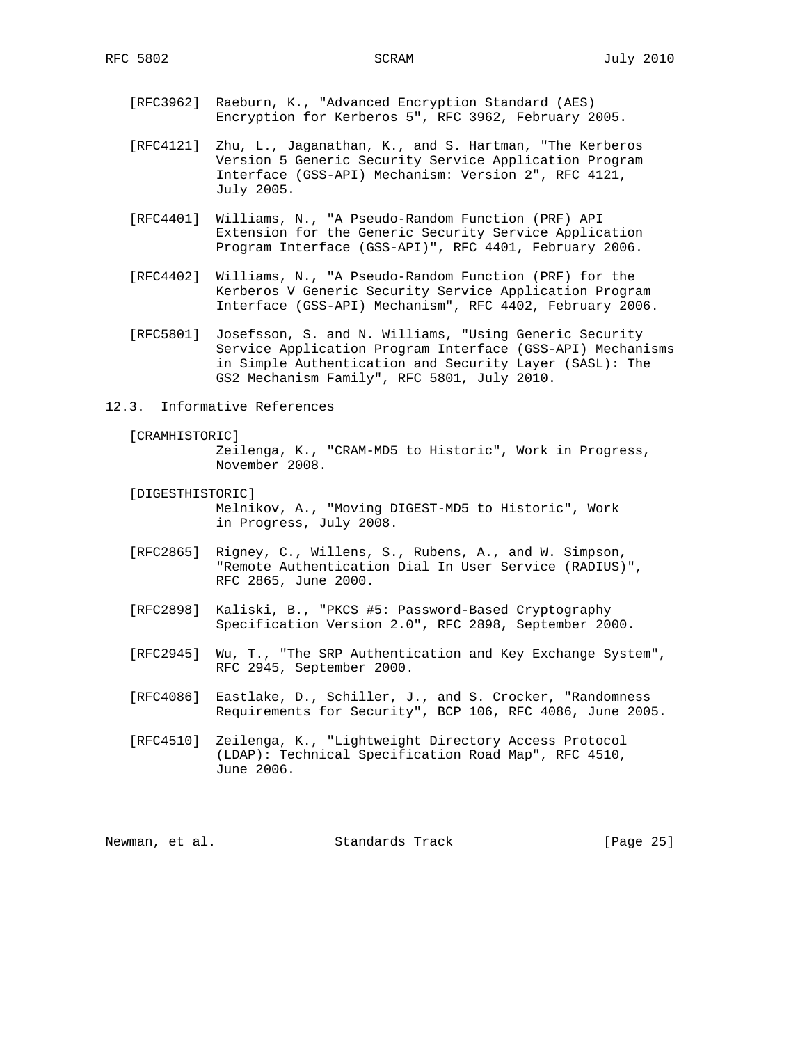[RFC3962] Raeburn, K., "Advanced Encryption Standard (AES) Encryption for Kerberos 5", RFC 3962, February 2005.

[RFC4121] Zhu, L., Jaganathan, K., and S. Hartman, "The Kerberos Version 5 Generic Security Service Application Program Interface (GSS-API) Mechanism: Version 2", RFC 4121, July 2005.

[RFC4401] Williams, N., "A Pseudo-Random Function (PRF) API Extension for the Generic Security Service Application Program Interface (GSS-API)", RFC 4401, February 2006.

[RFC4402] Williams, N., "A Pseudo-Random Function (PRF) for the Kerberos V Generic Security Service Application Program Interface (GSS-API) Mechanism", RFC 4402, February 2006.

[RFC5801] Josefsson, S. and N. Williams, "Using Generic Security Service Application Program Interface (GSS-API) Mechanisms in Simple Authentication and Security Layer (SASL): The GS2 Mechanism Family", RFC 5801, July 2010.

## 12.3. Informative References

[CRAMHISTORIC] Zeilenga, K., "CRAM-MD5 to Historic", Work in Progress, November 2008.

[DIGESTHISTORIC] Melnikov, A., "Moving DIGEST-MD5 to Historic", Work in Progress, July 2008.

[RFC2865] Rigney, C., Willens, S., Rubens, A., and W. Simpson, "Remote Authentication Dial In User Service (RADIUS)", RFC 2865, June 2000.

[RFC2898] Kaliski, B., "PKCS #5: Password-Based Cryptography Specification Version 2.0", RFC 2898, September 2000.

[RFC2945] Wu, T., "The SRP Authentication and Key Exchange System", RFC 2945, September 2000.

[RFC4086] Eastlake, D., Schiller, J., and S. Crocker, "Randomness Requirements for Security", BCP 106, RFC 4086, June 2005.

[RFC4510] Zeilenga, K., "Lightweight Directory Access Protocol (LDAP): Technical Specification Road Map", RFC 4510, June 2006.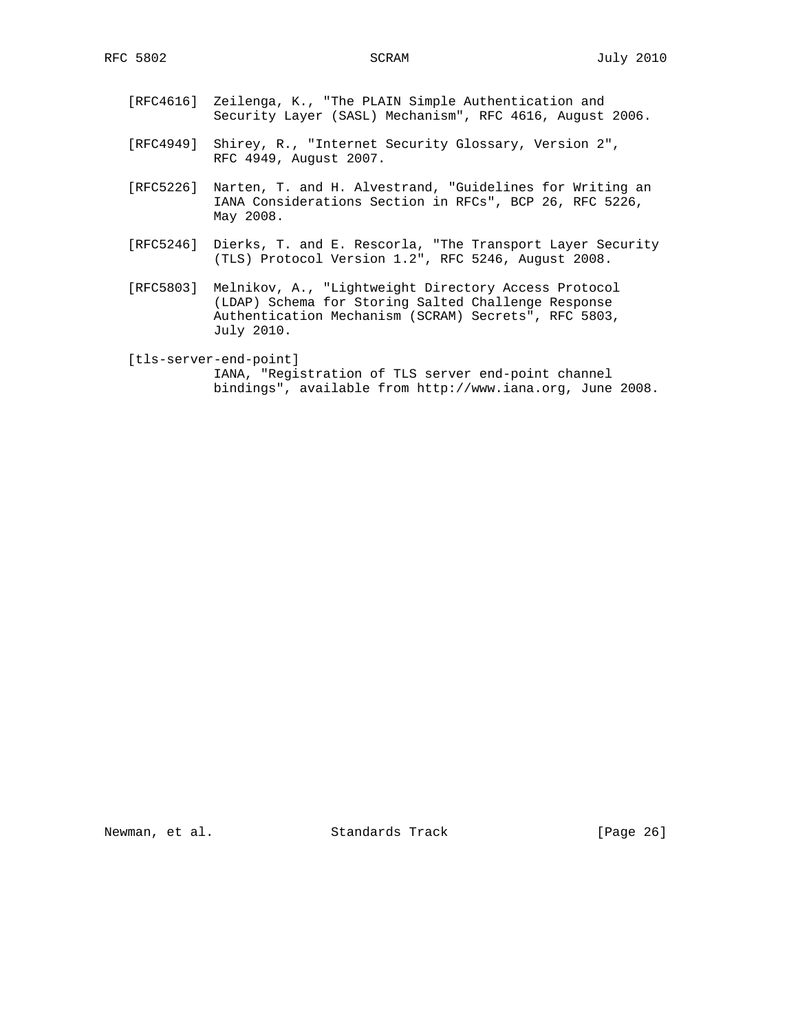[RFC4616] Zeilenga, K., "The PLAIN Simple Authentication and Security Layer (SASL) Mechanism", RFC 4616, August 2006.

[RFC4949] Shirey, R., "Internet Security Glossary, Version 2", RFC 4949, August 2007.

[RFC5226] Narten, T. and H. Alvestrand, "Guidelines for Writing an IANA Considerations Section in RFCs", BCP 26, RFC 5226, May 2008.

[RFC5246] Dierks, T. and E. Rescorla, "The Transport Layer Security (TLS) Protocol Version 1.2", RFC 5246, August 2008.

[RFC5803] Melnikov, A., "Lightweight Directory Access Protocol (LDAP) Schema for Storing Salted Challenge Response Authentication Mechanism (SCRAM) Secrets", RFC 5803, July 2010.

[tls-server-end-point] IANA, "Registration of TLS server end-point channel bindings", available from http://www.iana.org, June 2008.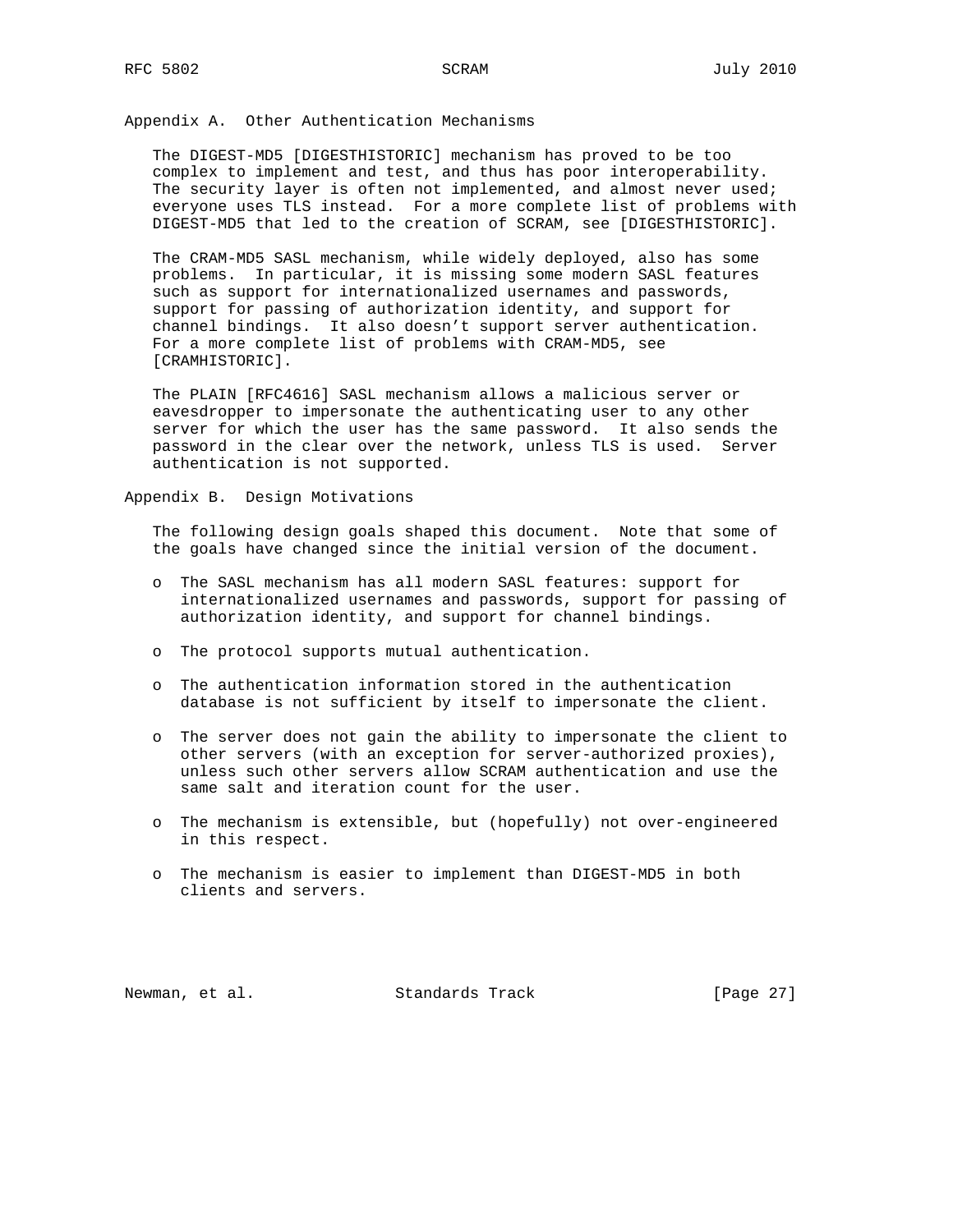## Appendix A. Other Authentication Mechanisms

The DIGEST-MD5 [DIGESTHISTORIC] mechanism has proved to be too complex to implement and test, and thus has poor interoperability. The security layer is often not implemented, and almost never used; everyone uses TLS instead. For a more complete list of problems with DIGEST-MD5 that led to the creation of SCRAM, see [DIGESTHISTORIC].

The CRAM-MD5 SASL mechanism, while widely deployed, also has some problems. In particular, it is missing some modern SASL features such as support for internationalized usernames and passwords, support for passing of authorization identity, and support for channel bindings. It also doesn’t support server authentication. For a more complete list of problems with CRAM-MD5, see [CRAMHISTORIC].

The PLAIN [RFC4616] SASL mechanism allows a malicious server or eavesdropper to impersonate the authenticating user to any other server for which the user has the same password. It also sends the password in the clear over the network, unless TLS is used. Server authentication is not supported.

## Appendix B. Design Motivations

The following design goals shaped this document. Note that some of the goals have changed since the initial version of the document.

- The SASL mechanism has all modern SASL features: support for internationalized usernames and passwords, support for passing of authorization identity, and support for channel bindings.
- The protocol supports mutual authentication.
- The authentication information stored in the authentication database is not sufficient by itself to impersonate the client.
- The server does not gain the ability to impersonate the client to other servers (with an exception for server-authorized proxies), unless such other servers allow SCRAM authentication and use the same salt and iteration count for the user.
- The mechanism is extensible, but (hopefully) not over-engineered in this respect.
- The mechanism is easier to implement than DIGEST-MD5 in both clients and servers.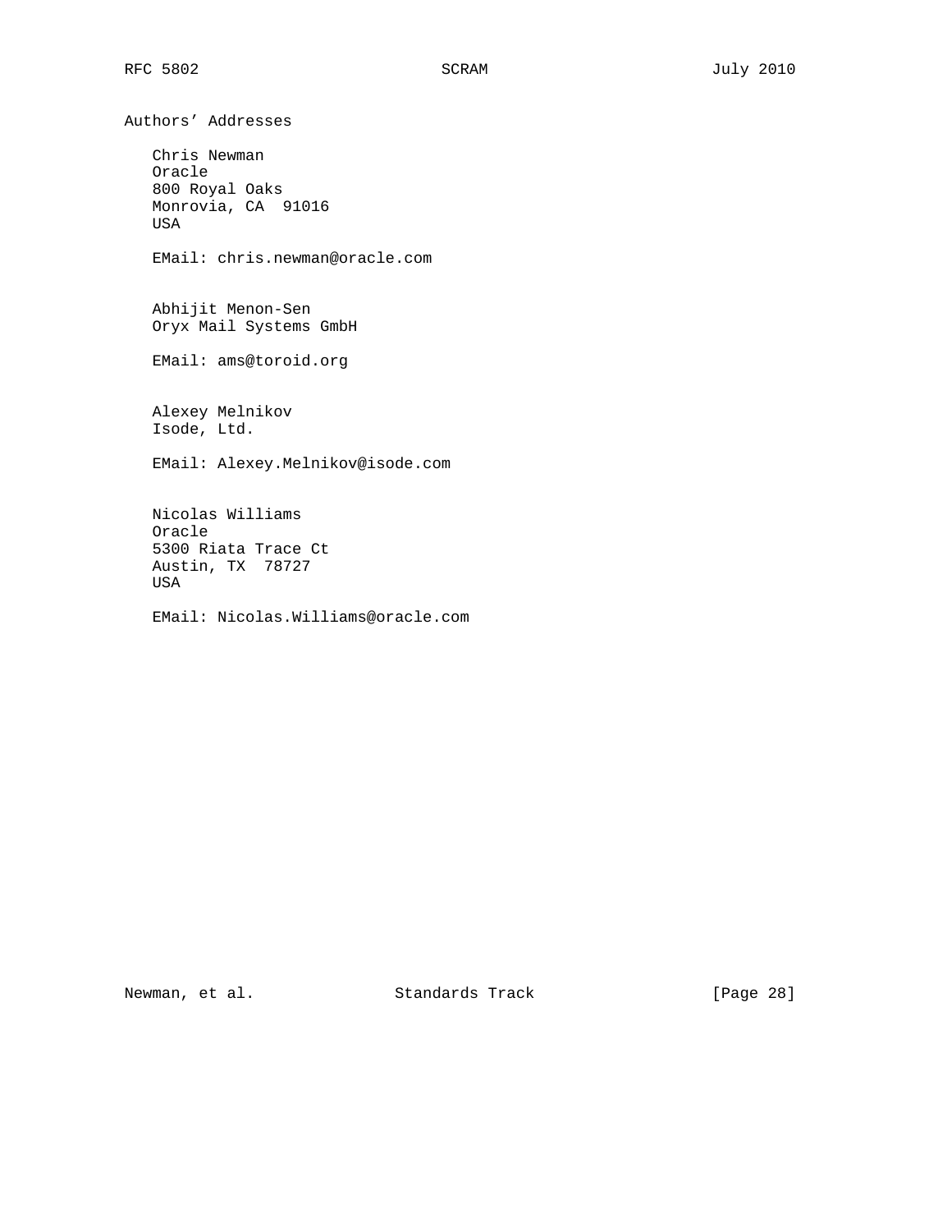## Authors' Addresses

Chris Newman
Oracle
800 Royal Oaks
Monrovia, CA 91016
USA

EMail: chris.newman@oracle.com

Abhijit Menon-Sen
Oryx Mail Systems GmbH

EMail: ams@toroid.org

Alexey Melnikov
Isode, Ltd.

EMail: Alexey.Melnikov@isode.com

Nicolas Williams
Oracle
5300 Riata Trace Ct
Austin, TX 78727
USA

EMail: Nicolas.Williams@oracle.com